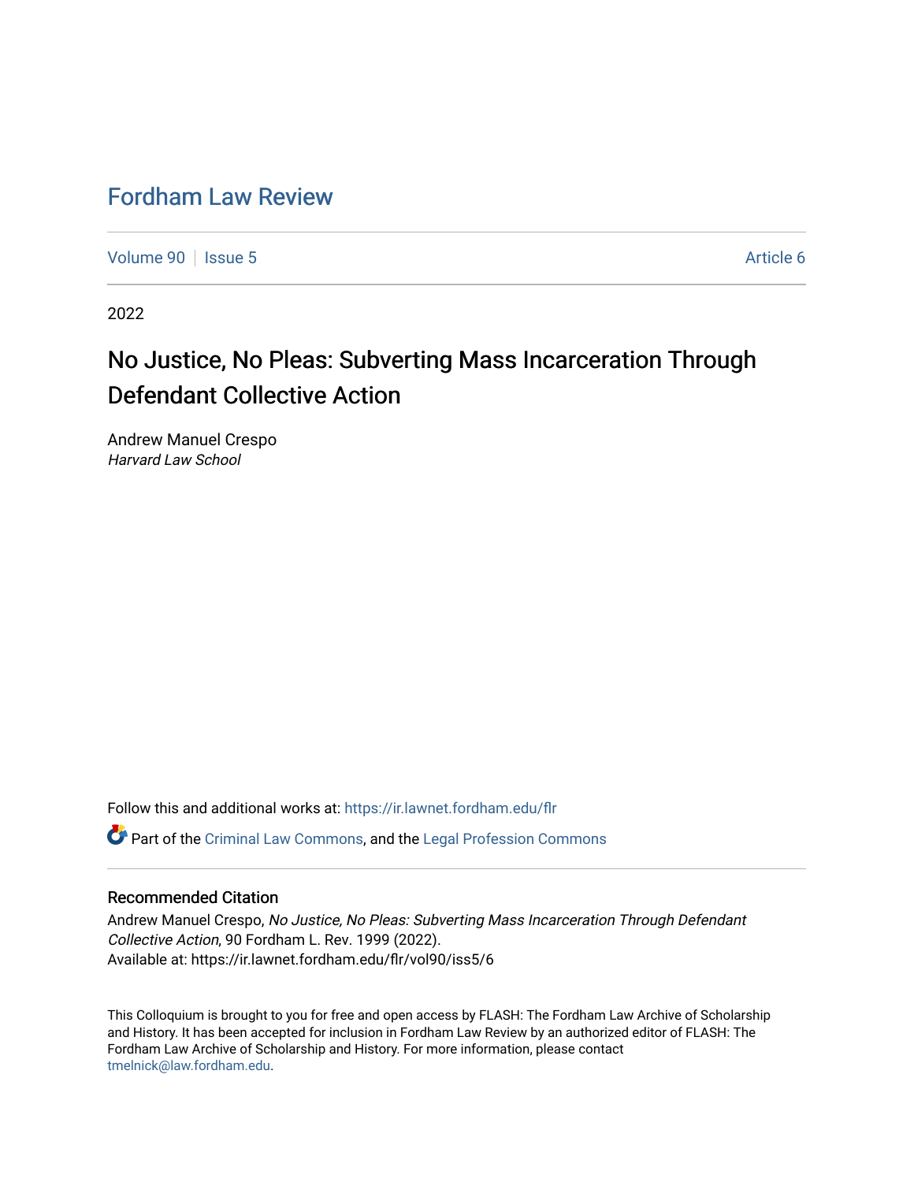# Fordham Law Review

Volume 90 | Issue 5 | Article 6

2022

## No Justice, No Pleas: Subverting Mass Incarceration Through Defendant Collective Action

Andrew Manuel Crespo
*Harvard Law School*

Follow this and additional works at: https://ir.lawnet.fordham.edu/flr

Part of the Criminal Law Commons, and the Legal Profession Commons

### Recommended Citation

Andrew Manuel Crespo, *No Justice, No Pleas: Subverting Mass Incarceration Through Defendant Collective Action*, 90 Fordham L. Rev. 1999 (2022).
Available at: https://ir.lawnet.fordham.edu/flr/vol90/iss5/6

This Colloquium is brought to you for free and open access by FLASH: The Fordham Law Archive of Scholarship and History. It has been accepted for inclusion in Fordham Law Review by an authorized editor of FLASH: The Fordham Law Archive of Scholarship and History. For more information, please contact tmelnick@law.fordham.edu.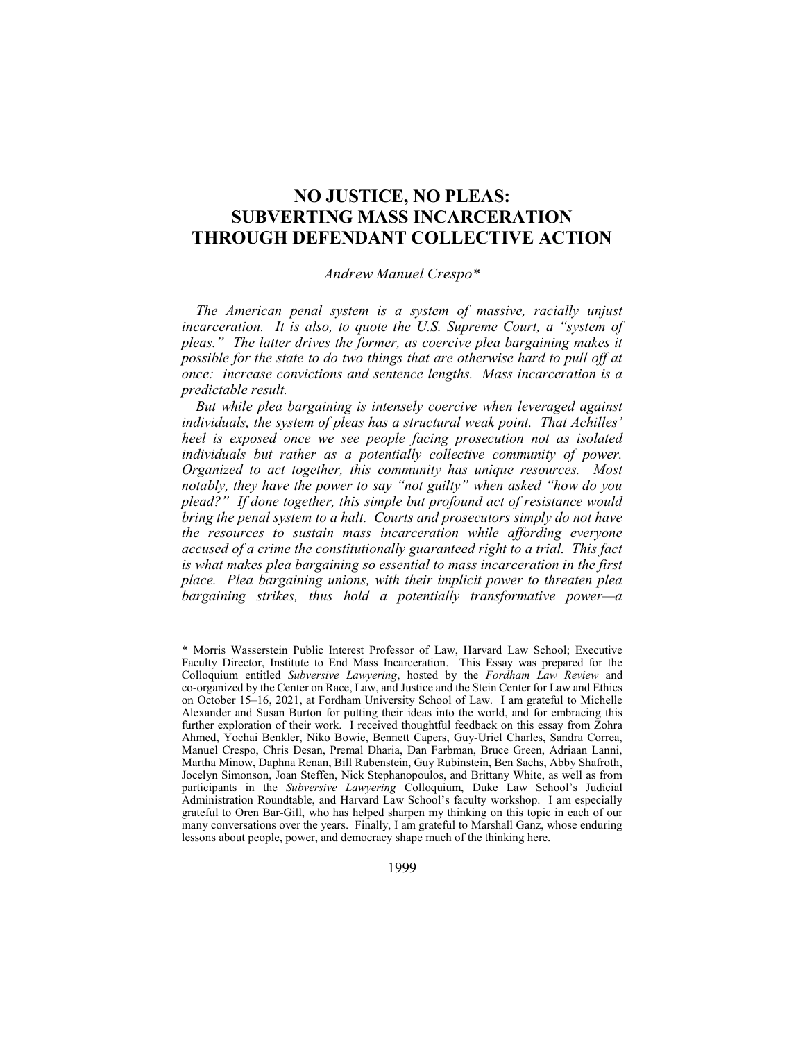# NO JUSTICE, NO PLEAS: SUBVERTING MASS INCARCERATION THROUGH DEFENDANT COLLECTIVE ACTION

*Andrew Manuel Crespo\**

*The American penal system is a system of massive, racially unjust incarceration. It is also, to quote the U.S. Supreme Court, a "system of pleas." The latter drives the former, as coercive plea bargaining makes it possible for the state to do two things that are otherwise hard to pull off at once: increase convictions and sentence lengths. Mass incarceration is a predictable result.*

*But while plea bargaining is intensely coercive when leveraged against individuals, the system of pleas has a structural weak point. That Achilles' heel is exposed once we see people facing prosecution not as isolated individuals but rather as a potentially collective community of power. Organized to act together, this community has unique resources. Most notably, they have the power to say "not guilty" when asked "how do you plead?" If done together, this simple but profound act of resistance would bring the penal system to a halt. Courts and prosecutors simply do not have the resources to sustain mass incarceration while affording everyone accused of a crime the constitutionally guaranteed right to a trial. This fact is what makes plea bargaining so essential to mass incarceration in the first place. Plea bargaining unions, with their implicit power to threaten plea bargaining strikes, thus hold a potentially transformative power—a*

---

\* Morris Wasserstein Public Interest Professor of Law, Harvard Law School; Executive Faculty Director, Institute to End Mass Incarceration. This Essay was prepared for the Colloquium entitled *Subversive Lawyering*, hosted by the *Fordham Law Review* and co-organized by the Center on Race, Law, and Justice and the Stein Center for Law and Ethics on October 15–16, 2021, at Fordham University School of Law. I am grateful to Michelle Alexander and Susan Burton for putting their ideas into the world, and for embracing this further exploration of their work. I received thoughtful feedback on this essay from Zohra Ahmed, Yochai Benkler, Niko Bowie, Bennett Capers, Guy-Uriel Charles, Sandra Correa, Manuel Crespo, Chris Desan, Premal Dharia, Dan Farbman, Bruce Green, Adriaan Lanni, Martha Minow, Daphna Renan, Bill Rubenstein, Guy Rubinstein, Ben Sachs, Abby Shafroth, Jocelyn Simonson, Joan Steffen, Nick Stephanopoulos, and Brittany White, as well as from participants in the *Subversive Lawyering* Colloquium, Duke Law School's Judicial Administration Roundtable, and Harvard Law School's faculty workshop. I am especially grateful to Oren Bar-Gill, who has helped sharpen my thinking on this topic in each of our many conversations over the years. Finally, I am grateful to Marshall Ganz, whose enduring lessons about people, power, and democracy shape much of the thinking here.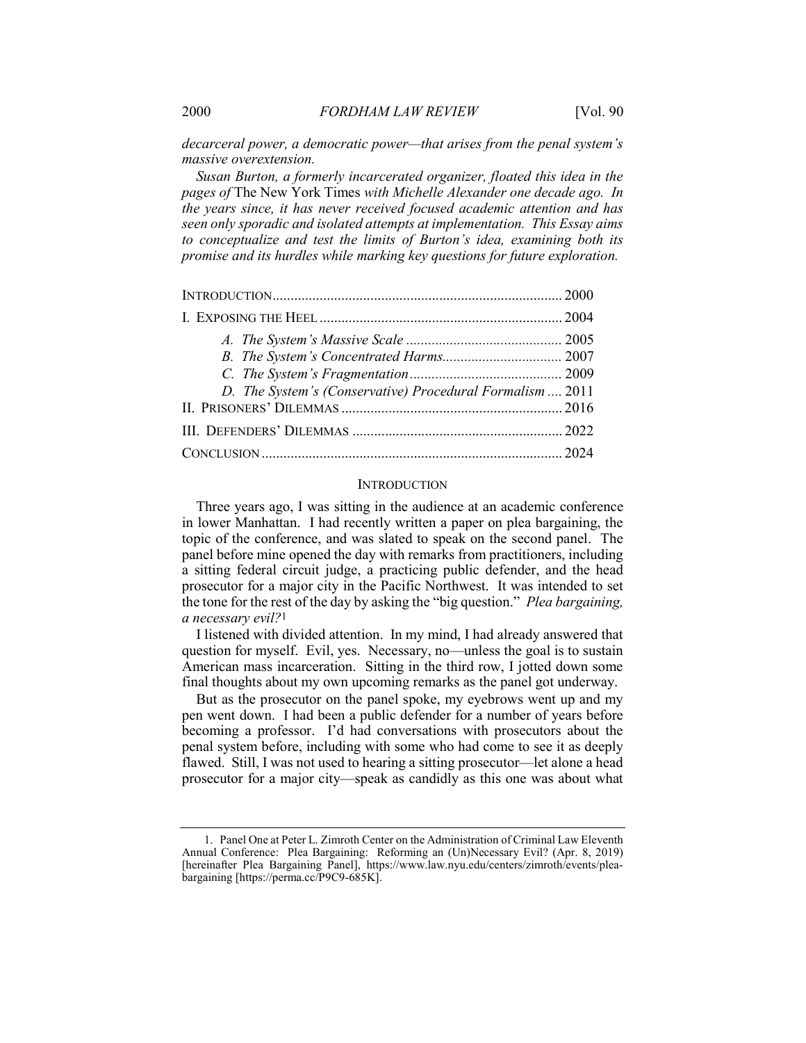*decarceral power, a democratic power—that arises from the penal system's massive overextension.*

*Susan Burton, a formerly incarcerated organizer, floated this idea in the pages of* The New York Times *with Michelle Alexander one decade ago. In the years since, it has never received focused academic attention and has seen only sporadic and isolated attempts at implementation. This Essay aims to conceptualize and test the limits of Burton's idea, examining both its promise and its hurdles while marking key questions for future exploration.*

| | |
|---|---|
| INTRODUCTION | 2000 |
| I. EXPOSING THE HEEL | 2004 |
| *A. The System's Massive Scale* | 2005 |
| *B. The System's Concentrated Harms* | 2007 |
| *C. The System's Fragmentation* | 2009 |
| *D. The System's (Conservative) Procedural Formalism* | 2011 |
| II. PRISONERS' DILEMMAS | 2016 |
| III. DEFENDERS' DILEMMAS | 2022 |
| CONCLUSION | 2024 |

## INTRODUCTION

Three years ago, I was sitting in the audience at an academic conference in lower Manhattan. I had recently written a paper on plea bargaining, the topic of the conference, and was slated to speak on the second panel. The panel before mine opened the day with remarks from practitioners, including a sitting federal circuit judge, a practicing public defender, and the head prosecutor for a major city in the Pacific Northwest. It was intended to set the tone for the rest of the day by asking the "big question." *Plea bargaining, a necessary evil?*[1]

I listened with divided attention. In my mind, I had already answered that question for myself. Evil, yes. Necessary, no—unless the goal is to sustain American mass incarceration. Sitting in the third row, I jotted down some final thoughts about my own upcoming remarks as the panel got underway.

But as the prosecutor on the panel spoke, my eyebrows went up and my pen went down. I had been a public defender for a number of years before becoming a professor. I'd had conversations with prosecutors about the penal system before, including with some who had come to see it as deeply flawed. Still, I was not used to hearing a sitting prosecutor—let alone a head prosecutor for a major city—speak as candidly as this one was about what

---

1. Panel One at Peter L. Zimroth Center on the Administration of Criminal Law Eleventh Annual Conference: Plea Bargaining: Reforming an (Un)Necessary Evil? (Apr. 8, 2019) [hereinafter Plea Bargaining Panel], https://www.law.nyu.edu/centers/zimroth/events/plea-bargaining [https://perma.cc/P9C9-685K].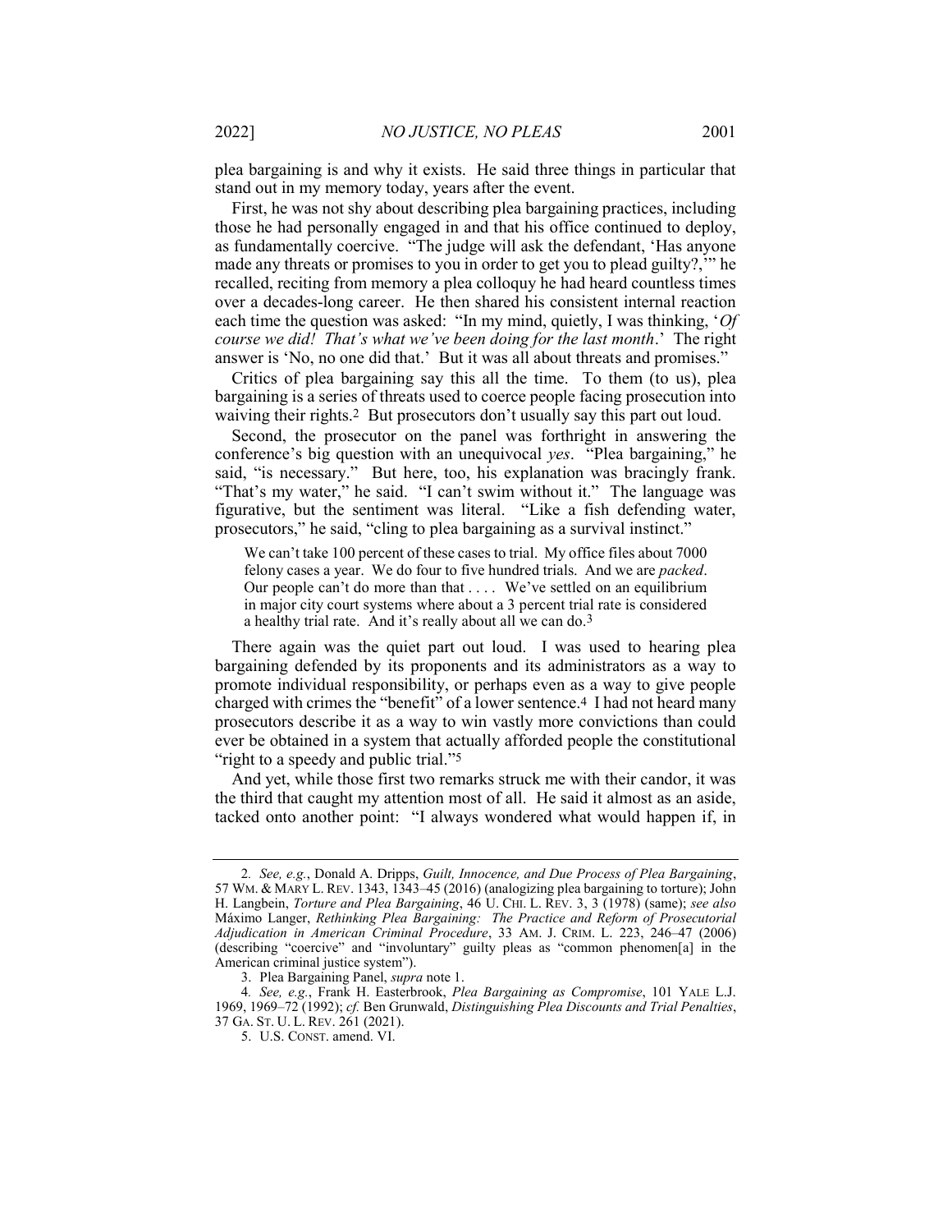plea bargaining is and why it exists. He said three things in particular that stand out in my memory today, years after the event.

First, he was not shy about describing plea bargaining practices, including those he had personally engaged in and that his office continued to deploy, as fundamentally coercive. "The judge will ask the defendant, 'Has anyone made any threats or promises to you in order to get you to plead guilty?,'" he recalled, reciting from memory a plea colloquy he had heard countless times over a decades-long career. He then shared his consistent internal reaction each time the question was asked: "In my mind, quietly, I was thinking, '*Of course we did! That's what we've been doing for the last month*.' The right answer is 'No, no one did that.' But it was all about threats and promises."

Critics of plea bargaining say this all the time. To them (to us), plea bargaining is a series of threats used to coerce people facing prosecution into waiving their rights.[2] But prosecutors don't usually say this part out loud.

Second, the prosecutor on the panel was forthright in answering the conference's big question with an unequivocal *yes*. "Plea bargaining," he said, "is necessary." But here, too, his explanation was bracingly frank. "That's my water," he said. "I can't swim without it." The language was figurative, but the sentiment was literal. "Like a fish defending water, prosecutors," he said, "cling to plea bargaining as a survival instinct."

> We can't take 100 percent of these cases to trial. My office files about 7000 felony cases a year. We do four to five hundred trials. And we are *packed*. Our people can't do more than that . . . . We've settled on an equilibrium in major city court systems where about a 3 percent trial rate is considered a healthy trial rate. And it's really about all we can do.[3]

There again was the quiet part out loud. I was used to hearing plea bargaining defended by its proponents and its administrators as a way to promote individual responsibility, or perhaps even as a way to give people charged with crimes the "benefit" of a lower sentence.[4] I had not heard many prosecutors describe it as a way to win vastly more convictions than could ever be obtained in a system that actually afforded people the constitutional "right to a speedy and public trial."[5]

And yet, while those first two remarks struck me with their candor, it was the third that caught my attention most of all. He said it almost as an aside, tacked onto another point: "I always wondered what would happen if, in

---

2. *See, e.g.*, Donald A. Dripps, *Guilt, Innocence, and Due Process of Plea Bargaining*, 57 WM. & MARY L. REV. 1343, 1343–45 (2016) (analogizing plea bargaining to torture); John H. Langbein, *Torture and Plea Bargaining*, 46 U. CHI. L. REV. 3, 3 (1978) (same); *see also* Máximo Langer, *Rethinking Plea Bargaining: The Practice and Reform of Prosecutorial Adjudication in American Criminal Procedure*, 33 AM. J. CRIM. L. 223, 246–47 (2006) (describing "coercive" and "involuntary" guilty pleas as "common phenomen[a] in the American criminal justice system").

3. Plea Bargaining Panel, *supra* note 1.

4. *See, e.g.*, Frank H. Easterbrook, *Plea Bargaining as Compromise*, 101 YALE L.J. 1969, 1969–72 (1992); *cf.* Ben Grunwald, *Distinguishing Plea Discounts and Trial Penalties*, 37 GA. ST. U. L. REV. 261 (2021).

5. U.S. CONST. amend. VI.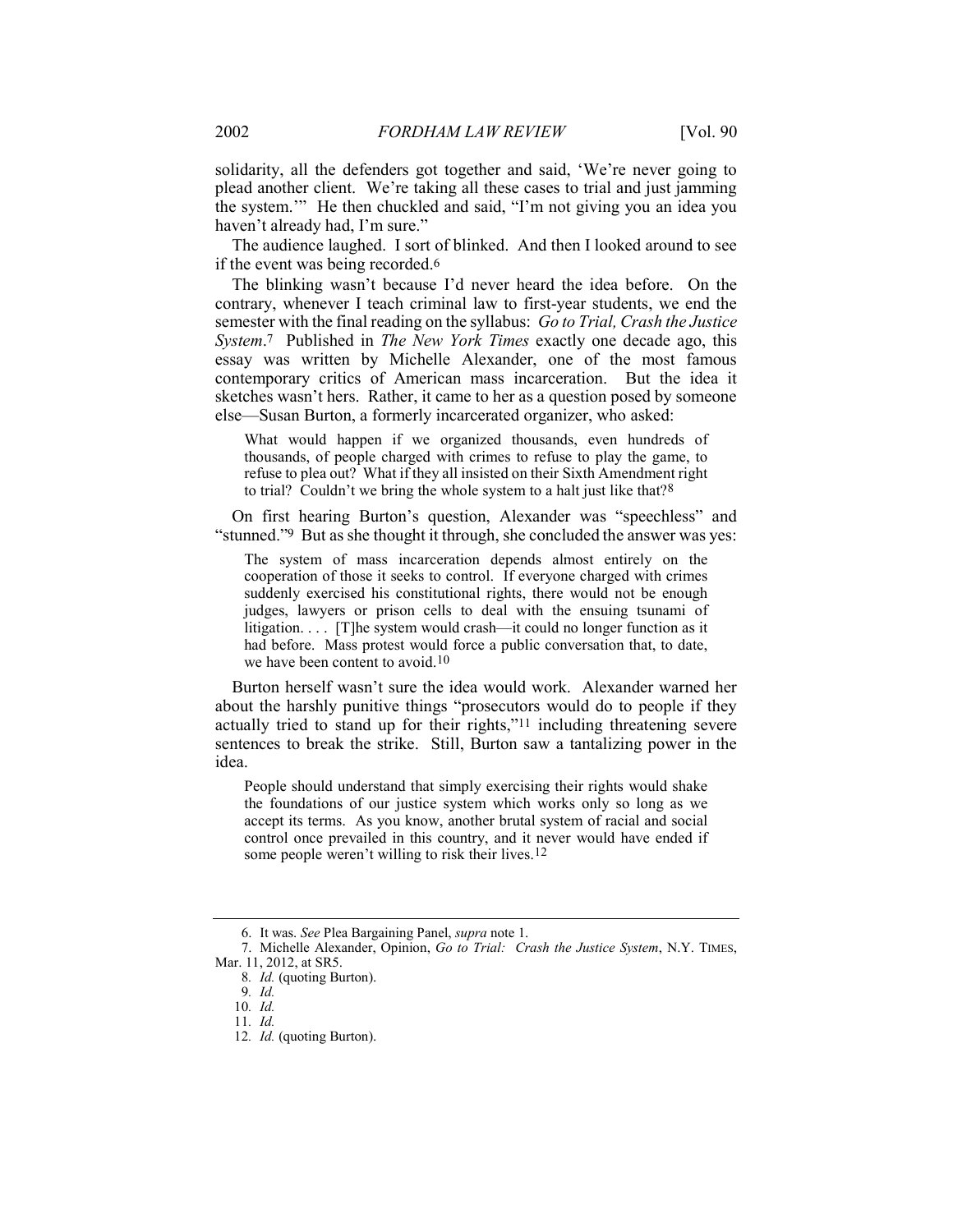solidarity, all the defenders got together and said, 'We're never going to plead another client. We're taking all these cases to trial and just jamming the system.'" He then chuckled and said, "I'm not giving you an idea you haven't already had, I'm sure."

The audience laughed. I sort of blinked. And then I looked around to see if the event was being recorded.[6]

The blinking wasn't because I'd never heard the idea before. On the contrary, whenever I teach criminal law to first-year students, we end the semester with the final reading on the syllabus: *Go to Trial, Crash the Justice System*.[7] Published in *The New York Times* exactly one decade ago, this essay was written by Michelle Alexander, one of the most famous contemporary critics of American mass incarceration. But the idea it sketches wasn't hers. Rather, it came to her as a question posed by someone else—Susan Burton, a formerly incarcerated organizer, who asked:

> What would happen if we organized thousands, even hundreds of thousands, of people charged with crimes to refuse to play the game, to refuse to plea out? What if they all insisted on their Sixth Amendment right to trial? Couldn't we bring the whole system to a halt just like that?[8]

On first hearing Burton's question, Alexander was "speechless" and "stunned."[9] But as she thought it through, she concluded the answer was yes:

> The system of mass incarceration depends almost entirely on the cooperation of those it seeks to control. If everyone charged with crimes suddenly exercised his constitutional rights, there would not be enough judges, lawyers or prison cells to deal with the ensuing tsunami of litigation. . . . [T]he system would crash—it could no longer function as it had before. Mass protest would force a public conversation that, to date, we have been content to avoid.[10]

Burton herself wasn't sure the idea would work. Alexander warned her about the harshly punitive things "prosecutors would do to people if they actually tried to stand up for their rights,"[11] including threatening severe sentences to break the strike. Still, Burton saw a tantalizing power in the idea.

> People should understand that simply exercising their rights would shake the foundations of our justice system which works only so long as we accept its terms. As you know, another brutal system of racial and social control once prevailed in this country, and it never would have ended if some people weren't willing to risk their lives.[12]

---

6. It was. *See* Plea Bargaining Panel, *supra* note 1.

7. Michelle Alexander, Opinion, *Go to Trial: Crash the Justice System*, N.Y. TIMES, Mar. 11, 2012, at SR5.

8. *Id.* (quoting Burton).

9. *Id.*

10. *Id.*

11. *Id.*

12. *Id.* (quoting Burton).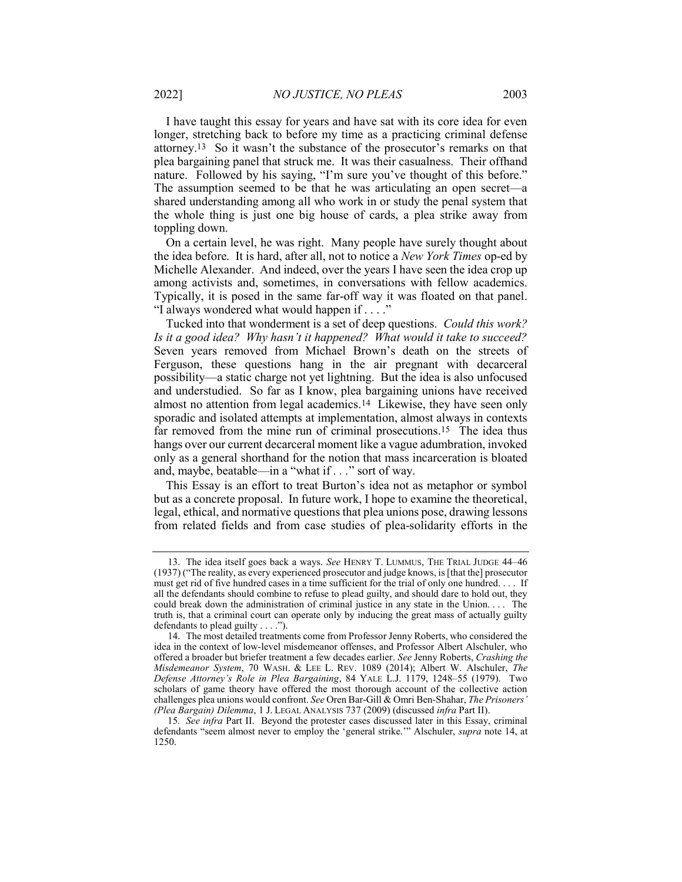I have taught this essay for years and have sat with its core idea for even longer, stretching back to before my time as a practicing criminal defense attorney.[13] So it wasn't the substance of the prosecutor's remarks on that plea bargaining panel that struck me. It was their casualness. Their offhand nature. Followed by his saying, "I'm sure you've thought of this before." The assumption seemed to be that he was articulating an open secret—a shared understanding among all who work in or study the penal system that the whole thing is just one big house of cards, a plea strike away from toppling down.

On a certain level, he was right. Many people have surely thought about the idea before. It is hard, after all, not to notice a *New York Times* op-ed by Michelle Alexander. And indeed, over the years I have seen the idea crop up among activists and, sometimes, in conversations with fellow academics. Typically, it is posed in the same far-off way it was floated on that panel. "I always wondered what would happen if . . . ."

Tucked into that wonderment is a set of deep questions. *Could this work? Is it a good idea? Why hasn't it happened? What would it take to succeed?* Seven years removed from Michael Brown's death on the streets of Ferguson, these questions hang in the air pregnant with decarceral possibility—a static charge not yet lightning. But the idea is also unfocused and understudied. So far as I know, plea bargaining unions have received almost no attention from legal academics.[14] Likewise, they have seen only sporadic and isolated attempts at implementation, almost always in contexts far removed from the mine run of criminal prosecutions.[15] The idea thus hangs over our current decarceral moment like a vague adumbration, invoked only as a general shorthand for the notion that mass incarceration is bloated and, maybe, beatable—in a "what if . . ." sort of way.

This Essay is an effort to treat Burton's idea not as metaphor or symbol but as a concrete proposal. In future work, I hope to examine the theoretical, legal, ethical, and normative questions that plea unions pose, drawing lessons from related fields and from case studies of plea-solidarity efforts in the

---

13. The idea itself goes back a ways. *See* HENRY T. LUMMUS, THE TRIAL JUDGE 44–46 (1937) ("The reality, as every experienced prosecutor and judge knows, is [that the] prosecutor must get rid of five hundred cases in a time sufficient for the trial of only one hundred. . . . If all the defendants should combine to refuse to plead guilty, and should dare to hold out, they could break down the administration of criminal justice in any state in the Union. . . . The truth is, that a criminal court can operate only by inducing the great mass of actually guilty defendants to plead guilty . . . .").

14. The most detailed treatments come from Professor Jenny Roberts, who considered the idea in the context of low-level misdemeanor offenses, and Professor Albert Alschuler, who offered a broader but briefer treatment a few decades earlier. *See* Jenny Roberts, *Crashing the Misdemeanor System*, 70 WASH. & LEE L. REV. 1089 (2014); Albert W. Alschuler, *The Defense Attorney's Role in Plea Bargaining*, 84 YALE L.J. 1179, 1248–55 (1979). Two scholars of game theory have offered the most thorough account of the collective action challenges plea unions would confront. *See* Oren Bar-Gill & Omri Ben-Shahar, *The Prisoners' (Plea Bargain) Dilemma*, 1 J. LEGAL ANALYSIS 737 (2009) (discussed *infra* Part II).

15. *See infra* Part II. Beyond the protester cases discussed later in this Essay, criminal defendants "seem almost never to employ the 'general strike.'" Alschuler, *supra* note 14, at 1250.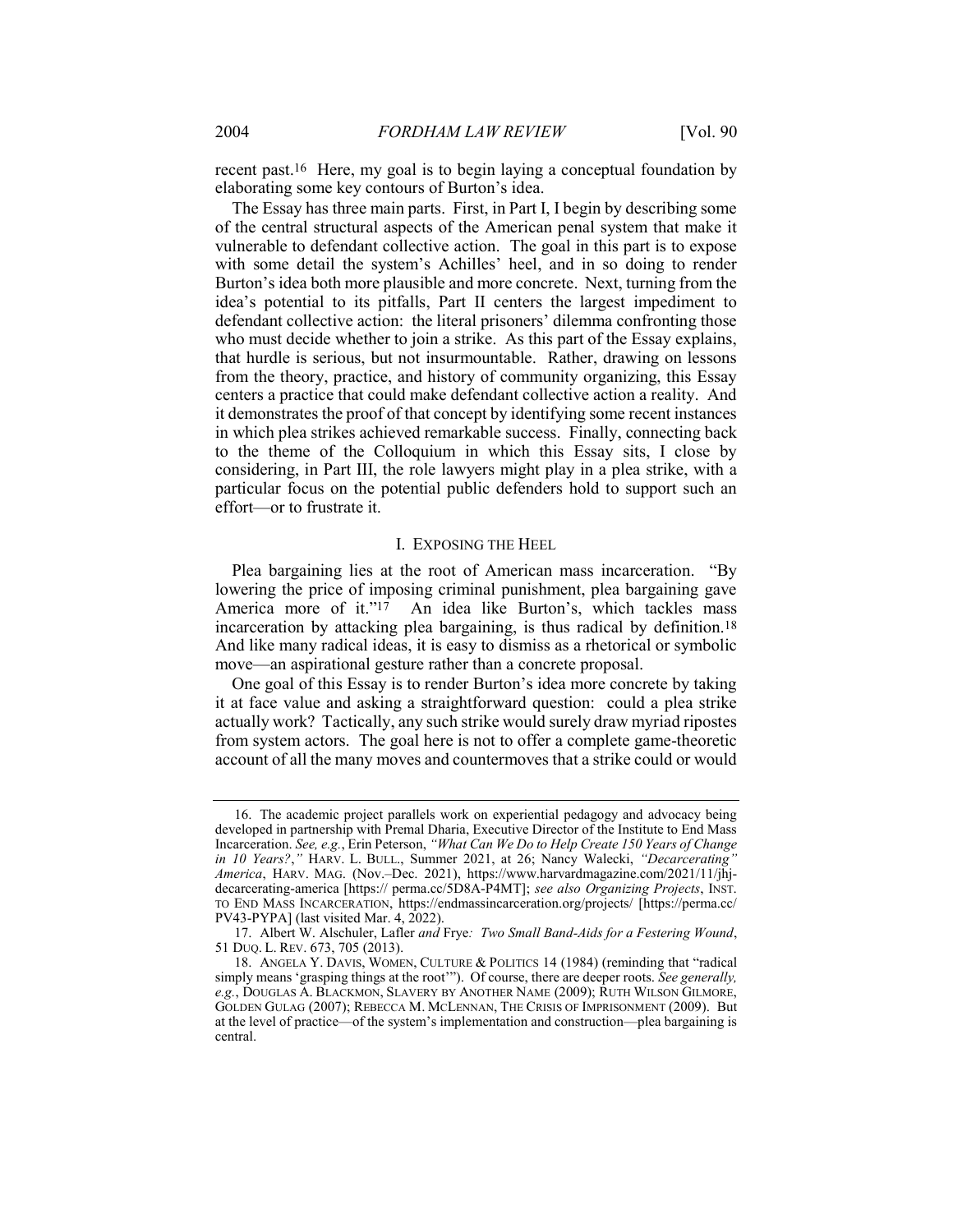recent past.[16] Here, my goal is to begin laying a conceptual foundation by elaborating some key contours of Burton's idea.

The Essay has three main parts. First, in Part I, I begin by describing some of the central structural aspects of the American penal system that make it vulnerable to defendant collective action. The goal in this part is to expose with some detail the system's Achilles' heel, and in so doing to render Burton's idea both more plausible and more concrete. Next, turning from the idea's potential to its pitfalls, Part II centers the largest impediment to defendant collective action: the literal prisoners' dilemma confronting those who must decide whether to join a strike. As this part of the Essay explains, that hurdle is serious, but not insurmountable. Rather, drawing on lessons from the theory, practice, and history of community organizing, this Essay centers a practice that could make defendant collective action a reality. And it demonstrates the proof of that concept by identifying some recent instances in which plea strikes achieved remarkable success. Finally, connecting back to the theme of the Colloquium in which this Essay sits, I close by considering, in Part III, the role lawyers might play in a plea strike, with a particular focus on the potential public defenders hold to support such an effort—or to frustrate it.

## I. EXPOSING THE HEEL

Plea bargaining lies at the root of American mass incarceration. "By lowering the price of imposing criminal punishment, plea bargaining gave America more of it."[17] An idea like Burton's, which tackles mass incarceration by attacking plea bargaining, is thus radical by definition.[18] And like many radical ideas, it is easy to dismiss as a rhetorical or symbolic move—an aspirational gesture rather than a concrete proposal.

One goal of this Essay is to render Burton's idea more concrete by taking it at face value and asking a straightforward question: could a plea strike actually work? Tactically, any such strike would surely draw myriad ripostes from system actors. The goal here is not to offer a complete game-theoretic account of all the many moves and countermoves that a strike could or would

---

16. The academic project parallels work on experiential pedagogy and advocacy being developed in partnership with Premal Dharia, Executive Director of the Institute to End Mass Incarceration. *See, e.g.*, Erin Peterson, *"What Can We Do to Help Create 150 Years of Change in 10 Years?*,*"* HARV. L. BULL., Summer 2021, at 26; Nancy Walecki, *"Decarcerating" America*, HARV. MAG. (Nov.–Dec. 2021), https://www.harvardmagazine.com/2021/11/jhj-decarcerating-america [https:// perma.cc/5D8A-P4MT]; *see also Organizing Projects*, INST. TO END MASS INCARCERATION, https://endmassincarceration.org/projects/ [https://perma.cc/PV43-PYPA] (last visited Mar. 4, 2022).

17. Albert W. Alschuler, Lafler *and* Frye*: Two Small Band-Aids for a Festering Wound*, 51 DUQ. L. REV. 673, 705 (2013).

18. ANGELA Y. DAVIS, WOMEN, CULTURE & POLITICS 14 (1984) (reminding that "radical simply means 'grasping things at the root'"). Of course, there are deeper roots. *See generally, e.g.*, DOUGLAS A. BLACKMON, SLAVERY BY ANOTHER NAME (2009); RUTH WILSON GILMORE, GOLDEN GULAG (2007); REBECCA M. MCLENNAN, THE CRISIS OF IMPRISONMENT (2009). But at the level of practice—of the system's implementation and construction—plea bargaining is central.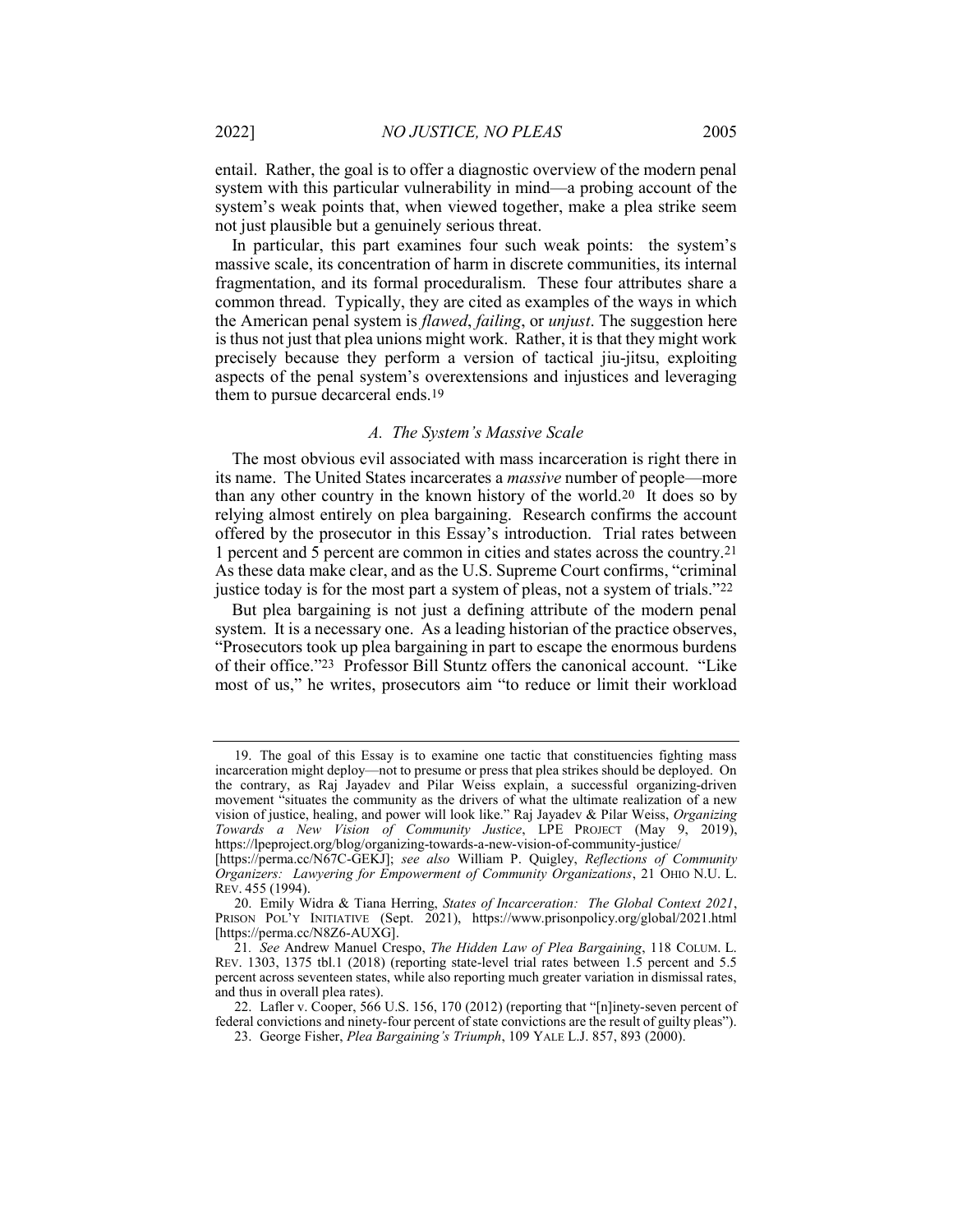entail. Rather, the goal is to offer a diagnostic overview of the modern penal system with this particular vulnerability in mind—a probing account of the system's weak points that, when viewed together, make a plea strike seem not just plausible but a genuinely serious threat.

In particular, this part examines four such weak points: the system's massive scale, its concentration of harm in discrete communities, its internal fragmentation, and its formal proceduralism. These four attributes share a common thread. Typically, they are cited as examples of the ways in which the American penal system is *flawed*, *failing*, or *unjust*. The suggestion here is thus not just that plea unions might work. Rather, it is that they might work precisely because they perform a version of tactical jiu-jitsu, exploiting aspects of the penal system's overextensions and injustices and leveraging them to pursue decarceral ends.[19]

### *A. The System's Massive Scale*

The most obvious evil associated with mass incarceration is right there in its name. The United States incarcerates a *massive* number of people—more than any other country in the known history of the world.[20] It does so by relying almost entirely on plea bargaining. Research confirms the account offered by the prosecutor in this Essay's introduction. Trial rates between 1 percent and 5 percent are common in cities and states across the country.[21] As these data make clear, and as the U.S. Supreme Court confirms, "criminal justice today is for the most part a system of pleas, not a system of trials."[22]

But plea bargaining is not just a defining attribute of the modern penal system. It is a necessary one. As a leading historian of the practice observes, "Prosecutors took up plea bargaining in part to escape the enormous burdens of their office."[23] Professor Bill Stuntz offers the canonical account. "Like most of us," he writes, prosecutors aim "to reduce or limit their workload

---

19. The goal of this Essay is to examine one tactic that constituencies fighting mass incarceration might deploy—not to presume or press that plea strikes should be deployed. On the contrary, as Raj Jayadev and Pilar Weiss explain, a successful organizing-driven movement "situates the community as the drivers of what the ultimate realization of a new vision of justice, healing, and power will look like." Raj Jayadev & Pilar Weiss, *Organizing Towards a New Vision of Community Justice*, LPE PROJECT (May 9, 2019), https://lpeproject.org/blog/organizing-towards-a-new-vision-of-community-justice/ [https://perma.cc/N67C-GEKJ]; *see also* William P. Quigley, *Reflections of Community Organizers: Lawyering for Empowerment of Community Organizations*, 21 OHIO N.U. L. REV. 455 (1994).

20. Emily Widra & Tiana Herring, *States of Incarceration: The Global Context 2021*, PRISON POL'Y INITIATIVE (Sept. 2021), https://www.prisonpolicy.org/global/2021.html [https://perma.cc/N8Z6-AUXG].

21. *See* Andrew Manuel Crespo, *The Hidden Law of Plea Bargaining*, 118 COLUM. L. REV. 1303, 1375 tbl.1 (2018) (reporting state-level trial rates between 1.5 percent and 5.5 percent across seventeen states, while also reporting much greater variation in dismissal rates, and thus in overall plea rates).

22. Lafler v. Cooper, 566 U.S. 156, 170 (2012) (reporting that "[n]inety-seven percent of federal convictions and ninety-four percent of state convictions are the result of guilty pleas").

23. George Fisher, *Plea Bargaining's Triumph*, 109 YALE L.J. 857, 893 (2000).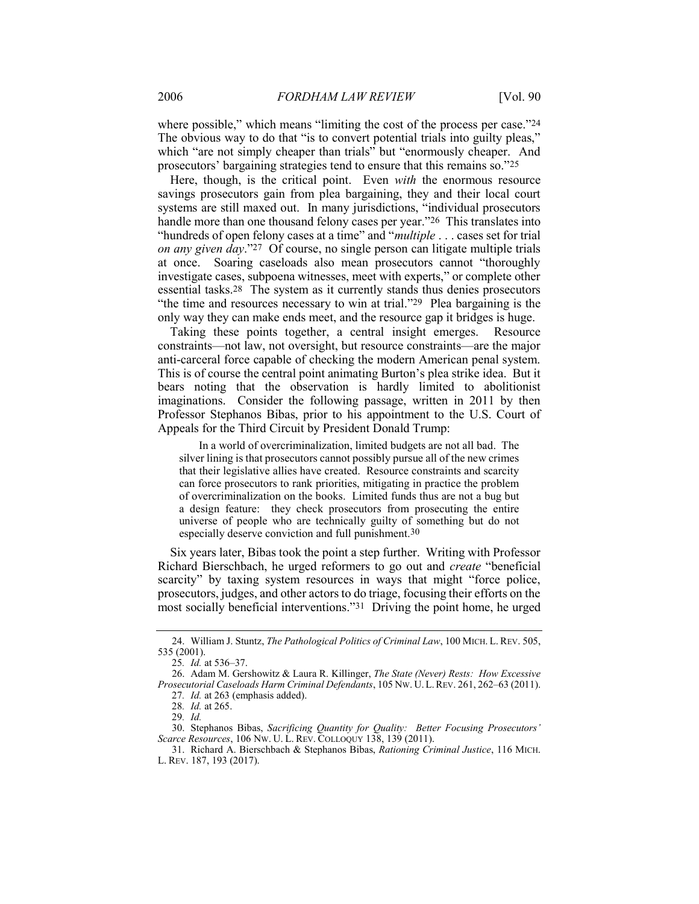where possible," which means "limiting the cost of the process per case."[24] The obvious way to do that "is to convert potential trials into guilty pleas," which "are not simply cheaper than trials" but "enormously cheaper. And prosecutors' bargaining strategies tend to ensure that this remains so."[25]

Here, though, is the critical point. Even *with* the enormous resource savings prosecutors gain from plea bargaining, they and their local court systems are still maxed out. In many jurisdictions, "individual prosecutors handle more than one thousand felony cases per year."[26] This translates into "hundreds of open felony cases at a time" and "*multiple* . . . cases set for trial *on any given day*."[27] Of course, no single person can litigate multiple trials at once. Soaring caseloads also mean prosecutors cannot "thoroughly investigate cases, subpoena witnesses, meet with experts," or complete other essential tasks.[28] The system as it currently stands thus denies prosecutors "the time and resources necessary to win at trial."[29] Plea bargaining is the only way they can make ends meet, and the resource gap it bridges is huge.

Taking these points together, a central insight emerges. Resource constraints—not law, not oversight, but resource constraints—are the major anti-carceral force capable of checking the modern American penal system. This is of course the central point animating Burton's plea strike idea. But it bears noting that the observation is hardly limited to abolitionist imaginations. Consider the following passage, written in 2011 by then Professor Stephanos Bibas, prior to his appointment to the U.S. Court of Appeals for the Third Circuit by President Donald Trump:

> In a world of overcriminalization, limited budgets are not all bad. The silver lining is that prosecutors cannot possibly pursue all of the new crimes that their legislative allies have created. Resource constraints and scarcity can force prosecutors to rank priorities, mitigating in practice the problem of overcriminalization on the books. Limited funds thus are not a bug but a design feature: they check prosecutors from prosecuting the entire universe of people who are technically guilty of something but do not especially deserve conviction and full punishment.[30]

Six years later, Bibas took the point a step further. Writing with Professor Richard Bierschbach, he urged reformers to go out and *create* "beneficial scarcity" by taxing system resources in ways that might "force police, prosecutors, judges, and other actors to do triage, focusing their efforts on the most socially beneficial interventions."[31] Driving the point home, he urged

---

24. William J. Stuntz, *The Pathological Politics of Criminal Law*, 100 MICH. L. REV. 505, 535 (2001).

25. *Id.* at 536–37.

26. Adam M. Gershowitz & Laura R. Killinger, *The State (Never) Rests: How Excessive Prosecutorial Caseloads Harm Criminal Defendants*, 105 NW. U. L. REV. 261, 262–63 (2011).

27. *Id.* at 263 (emphasis added).

28. *Id.* at 265.

29. *Id.*

30. Stephanos Bibas, *Sacrificing Quantity for Quality: Better Focusing Prosecutors' Scarce Resources*, 106 NW. U. L. REV. COLLOQUY 138, 139 (2011).

31. Richard A. Bierschbach & Stephanos Bibas, *Rationing Criminal Justice*, 116 MICH. L. REV. 187, 193 (2017).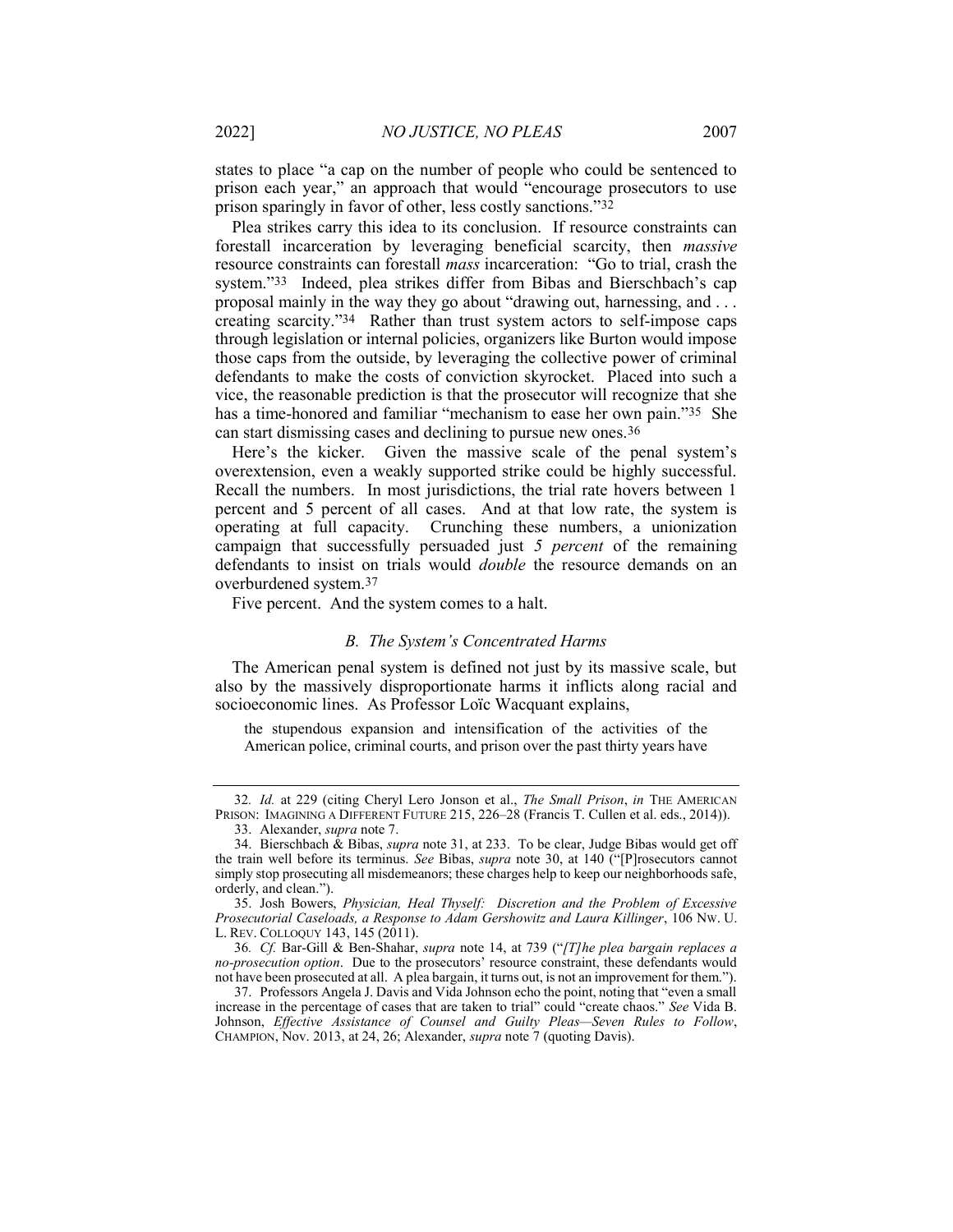states to place "a cap on the number of people who could be sentenced to prison each year," an approach that would "encourage prosecutors to use prison sparingly in favor of other, less costly sanctions."[32]

Plea strikes carry this idea to its conclusion. If resource constraints can forestall incarceration by leveraging beneficial scarcity, then *massive* resource constraints can forestall *mass* incarceration: "Go to trial, crash the system."[33] Indeed, plea strikes differ from Bibas and Bierschbach's cap proposal mainly in the way they go about "drawing out, harnessing, and . . . creating scarcity."[34] Rather than trust system actors to self-impose caps through legislation or internal policies, organizers like Burton would impose those caps from the outside, by leveraging the collective power of criminal defendants to make the costs of conviction skyrocket. Placed into such a vice, the reasonable prediction is that the prosecutor will recognize that she has a time-honored and familiar "mechanism to ease her own pain."[35] She can start dismissing cases and declining to pursue new ones.[36]

Here's the kicker. Given the massive scale of the penal system's overextension, even a weakly supported strike could be highly successful. Recall the numbers. In most jurisdictions, the trial rate hovers between 1 percent and 5 percent of all cases. And at that low rate, the system is operating at full capacity. Crunching these numbers, a unionization campaign that successfully persuaded just *5 percent* of the remaining defendants to insist on trials would *double* the resource demands on an overburdened system.[37]

Five percent. And the system comes to a halt.

### *B. The System's Concentrated Harms*

The American penal system is defined not just by its massive scale, but also by the massively disproportionate harms it inflicts along racial and socioeconomic lines. As Professor Loïc Wacquant explains,

> the stupendous expansion and intensification of the activities of the American police, criminal courts, and prison over the past thirty years have

---

32. *Id.* at 229 (citing Cheryl Lero Jonson et al., *The Small Prison*, *in* THE AMERICAN PRISON: IMAGINING A DIFFERENT FUTURE 215, 226–28 (Francis T. Cullen et al. eds., 2014)).

33. Alexander, *supra* note 7.

34. Bierschbach & Bibas, *supra* note 31, at 233. To be clear, Judge Bibas would get off the train well before its terminus. *See* Bibas, *supra* note 30, at 140 ("[P]rosecutors cannot simply stop prosecuting all misdemeanors; these charges help to keep our neighborhoods safe, orderly, and clean.").

35. Josh Bowers, *Physician, Heal Thyself: Discretion and the Problem of Excessive Prosecutorial Caseloads, a Response to Adam Gershowitz and Laura Killinger*, 106 NW. U. L. REV. COLLOQUY 143, 145 (2011).

36. *Cf.* Bar-Gill & Ben-Shahar, *supra* note 14, at 739 ("*[T]he plea bargain replaces a no-prosecution option*. Due to the prosecutors' resource constraint, these defendants would not have been prosecuted at all. A plea bargain, it turns out, is not an improvement for them.").

37. Professors Angela J. Davis and Vida Johnson echo the point, noting that "even a small increase in the percentage of cases that are taken to trial" could "create chaos." *See* Vida B. Johnson, *Effective Assistance of Counsel and Guilty Pleas—Seven Rules to Follow*, CHAMPION, Nov. 2013, at 24, 26; Alexander, *supra* note 7 (quoting Davis).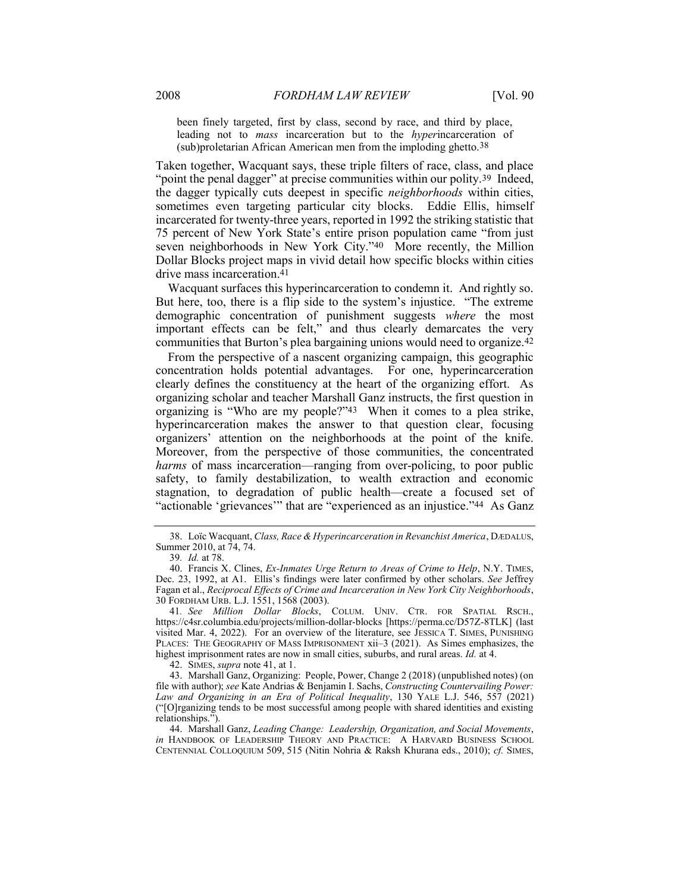been finely targeted, first by class, second by race, and third by place, leading not to *mass* incarceration but to the *hyper*incarceration of (sub)proletarian African American men from the imploding ghetto.[38]

Taken together, Wacquant says, these triple filters of race, class, and place "point the penal dagger" at precise communities within our polity.[39] Indeed, the dagger typically cuts deepest in specific *neighborhoods* within cities, sometimes even targeting particular city blocks. Eddie Ellis, himself incarcerated for twenty-three years, reported in 1992 the striking statistic that 75 percent of New York State's entire prison population came "from just seven neighborhoods in New York City."[40] More recently, the Million Dollar Blocks project maps in vivid detail how specific blocks within cities drive mass incarceration.[41]

Wacquant surfaces this hyperincarceration to condemn it. And rightly so. But here, too, there is a flip side to the system's injustice. "The extreme demographic concentration of punishment suggests *where* the most important effects can be felt," and thus clearly demarcates the very communities that Burton's plea bargaining unions would need to organize.[42]

From the perspective of a nascent organizing campaign, this geographic concentration holds potential advantages. For one, hyperincarceration clearly defines the constituency at the heart of the organizing effort. As organizing scholar and teacher Marshall Ganz instructs, the first question in organizing is "Who are my people?"[43] When it comes to a plea strike, hyperincarceration makes the answer to that question clear, focusing organizers' attention on the neighborhoods at the point of the knife. Moreover, from the perspective of those communities, the concentrated *harms* of mass incarceration—ranging from over-policing, to poor public safety, to family destabilization, to wealth extraction and economic stagnation, to degradation of public health—create a focused set of "actionable 'grievances'" that are "experienced as an injustice."[44] As Ganz

---

38. Loïc Wacquant, *Class, Race & Hyperincarceration in Revanchist America*, DÆDALUS, Summer 2010, at 74, 74.

39. *Id.* at 78.

40. Francis X. Clines, *Ex-Inmates Urge Return to Areas of Crime to Help*, N.Y. TIMES, Dec. 23, 1992, at A1. Ellis's findings were later confirmed by other scholars. *See* Jeffrey Fagan et al., *Reciprocal Effects of Crime and Incarceration in New York City Neighborhoods*, 30 FORDHAM URB. L.J. 1551, 1568 (2003).

41. *See Million Dollar Blocks*, COLUM. UNIV. CTR. FOR SPATIAL RSCH., https://c4sr.columbia.edu/projects/million-dollar-blocks [https://perma.cc/D57Z-8TLK] (last visited Mar. 4, 2022). For an overview of the literature, see JESSICA T. SIMES, PUNISHING PLACES: THE GEOGRAPHY OF MASS IMPRISONMENT xii–3 (2021). As Simes emphasizes, the highest imprisonment rates are now in small cities, suburbs, and rural areas. *Id.* at 4.

42. SIMES, *supra* note 41, at 1.

43. Marshall Ganz, Organizing: People, Power, Change 2 (2018) (unpublished notes) (on file with author); *see* Kate Andrias & Benjamin I. Sachs, *Constructing Countervailing Power: Law and Organizing in an Era of Political Inequality*, 130 YALE L.J. 546, 557 (2021) ("[O]rganizing tends to be most successful among people with shared identities and existing relationships.").

44. Marshall Ganz, *Leading Change: Leadership, Organization, and Social Movements*, *in* HANDBOOK OF LEADERSHIP THEORY AND PRACTICE: A HARVARD BUSINESS SCHOOL CENTENNIAL COLLOQUIUM 509, 515 (Nitin Nohria & Raksh Khurana eds., 2010); *cf.* SIMES,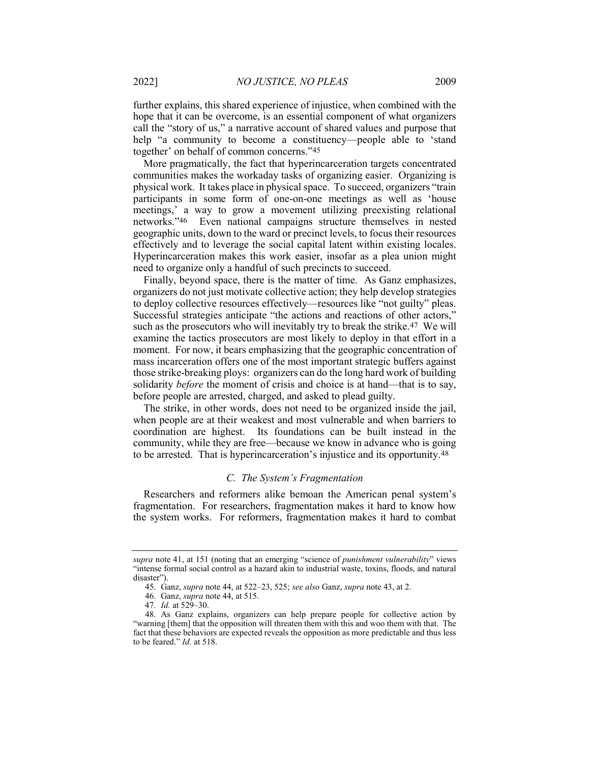further explains, this shared experience of injustice, when combined with the hope that it can be overcome, is an essential component of what organizers call the "story of us," a narrative account of shared values and purpose that help "a community to become a constituency—people able to 'stand together' on behalf of common concerns."[45]

More pragmatically, the fact that hyperincarceration targets concentrated communities makes the workaday tasks of organizing easier. Organizing is physical work. It takes place in physical space. To succeed, organizers "train participants in some form of one-on-one meetings as well as 'house meetings,' a way to grow a movement utilizing preexisting relational networks."[46] Even national campaigns structure themselves in nested geographic units, down to the ward or precinct levels, to focus their resources effectively and to leverage the social capital latent within existing locales. Hyperincarceration makes this work easier, insofar as a plea union might need to organize only a handful of such precincts to succeed.

Finally, beyond space, there is the matter of time. As Ganz emphasizes, organizers do not just motivate collective action; they help develop strategies to deploy collective resources effectively—resources like "not guilty" pleas. Successful strategies anticipate "the actions and reactions of other actors," such as the prosecutors who will inevitably try to break the strike.[47] We will examine the tactics prosecutors are most likely to deploy in that effort in a moment. For now, it bears emphasizing that the geographic concentration of mass incarceration offers one of the most important strategic buffers against those strike-breaking ploys: organizers can do the long hard work of building solidarity *before* the moment of crisis and choice is at hand—that is to say, before people are arrested, charged, and asked to plead guilty.

The strike, in other words, does not need to be organized inside the jail, when people are at their weakest and most vulnerable and when barriers to coordination are highest. Its foundations can be built instead in the community, while they are free—because we know in advance who is going to be arrested. That is hyperincarceration's injustice and its opportunity.[48]

### *C. The System's Fragmentation*

Researchers and reformers alike bemoan the American penal system's fragmentation. For researchers, fragmentation makes it hard to know how the system works. For reformers, fragmentation makes it hard to combat

---

*supra* note 41, at 151 (noting that an emerging "science of *punishment vulnerability*" views "intense formal social control as a hazard akin to industrial waste, toxins, floods, and natural disaster").

45. Ganz, *supra* note 44, at 522–23, 525; *see also* Ganz, *supra* note 43, at 2.

46. Ganz, *supra* note 44, at 515.

47. *Id.* at 529–30.

48. As Ganz explains, organizers can help prepare people for collective action by "warning [them] that the opposition will threaten them with this and woo them with that. The fact that these behaviors are expected reveals the opposition as more predictable and thus less to be feared." *Id.* at 518.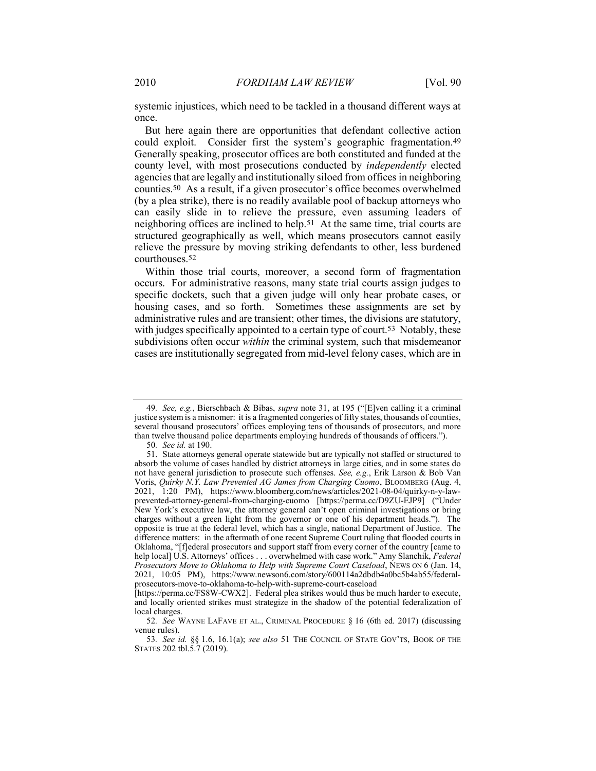systemic injustices, which need to be tackled in a thousand different ways at once.

But here again there are opportunities that defendant collective action could exploit. Consider first the system's geographic fragmentation.[49] Generally speaking, prosecutor offices are both constituted and funded at the county level, with most prosecutions conducted by *independently* elected agencies that are legally and institutionally siloed from offices in neighboring counties.[50] As a result, if a given prosecutor's office becomes overwhelmed (by a plea strike), there is no readily available pool of backup attorneys who can easily slide in to relieve the pressure, even assuming leaders of neighboring offices are inclined to help.[51] At the same time, trial courts are structured geographically as well, which means prosecutors cannot easily relieve the pressure by moving striking defendants to other, less burdened courthouses.[52]

Within those trial courts, moreover, a second form of fragmentation occurs. For administrative reasons, many state trial courts assign judges to specific dockets, such that a given judge will only hear probate cases, or housing cases, and so forth. Sometimes these assignments are set by administrative rules and are transient; other times, the divisions are statutory, with judges specifically appointed to a certain type of court.[53] Notably, these subdivisions often occur *within* the criminal system, such that misdemeanor cases are institutionally segregated from mid-level felony cases, which are in

---

49. *See, e.g.*, Bierschbach & Bibas, *supra* note 31, at 195 ("[E]ven calling it a criminal justice system is a misnomer: it is a fragmented congeries of fifty states, thousands of counties, several thousand prosecutors' offices employing tens of thousands of prosecutors, and more than twelve thousand police departments employing hundreds of thousands of officers.").

50. *See id.* at 190.

51. State attorneys general operate statewide but are typically not staffed or structured to absorb the volume of cases handled by district attorneys in large cities, and in some states do not have general jurisdiction to prosecute such offenses. *See, e.g.*, Erik Larson & Bob Van Voris, *Quirky N.Y. Law Prevented AG James from Charging Cuomo*, BLOOMBERG (Aug. 4, 2021, 1:20 PM), https://www.bloomberg.com/news/articles/2021-08-04/quirky-n-y-law-prevented-attorney-general-from-charging-cuomo [https://perma.cc/D9ZU-EJP9] ("Under New York's executive law, the attorney general can't open criminal investigations or bring charges without a green light from the governor or one of his department heads."). The opposite is true at the federal level, which has a single, national Department of Justice. The difference matters: in the aftermath of one recent Supreme Court ruling that flooded courts in Oklahoma, "[f]ederal prosecutors and support staff from every corner of the country [came to help local] U.S. Attorneys' offices . . . overwhelmed with case work." Amy Slanchik, *Federal Prosecutors Move to Oklahoma to Help with Supreme Court Caseload*, NEWS ON 6 (Jan. 14, 2021, 10:05 PM), https://www.newson6.com/story/600114a2dbdb4a0bc5b4ab55/federal-prosecutors-move-to-oklahoma-to-help-with-supreme-court-caseload [https://perma.cc/FS8W-CWX2]. Federal plea strikes would thus be much harder to execute, and locally oriented strikes must strategize in the shadow of the potential federalization of local charges.

52. *See* WAYNE LAFAVE ET AL., CRIMINAL PROCEDURE § 16 (6th ed. 2017) (discussing venue rules).

53. *See id.* §§ 1.6, 16.1(a); *see also* 51 THE COUNCIL OF STATE GOV'TS, BOOK OF THE STATES 202 tbl.5.7 (2019).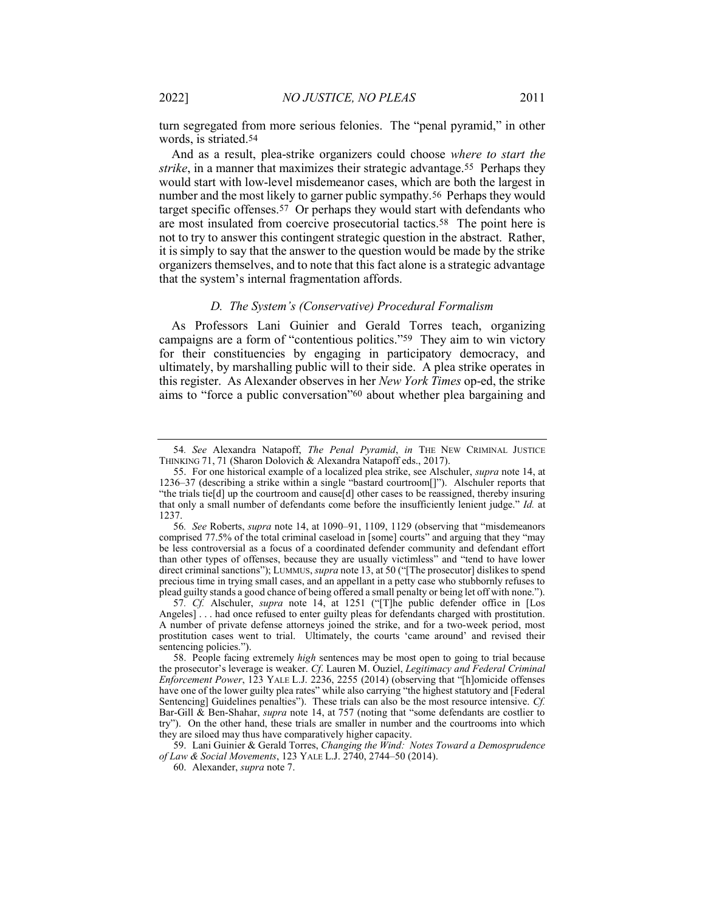turn segregated from more serious felonies. The "penal pyramid," in other words, is striated.[54]

And as a result, plea-strike organizers could choose *where to start the strike*, in a manner that maximizes their strategic advantage.[55] Perhaps they would start with low-level misdemeanor cases, which are both the largest in number and the most likely to garner public sympathy.[56] Perhaps they would target specific offenses.[57] Or perhaps they would start with defendants who are most insulated from coercive prosecutorial tactics.[58] The point here is not to try to answer this contingent strategic question in the abstract. Rather, it is simply to say that the answer to the question would be made by the strike organizers themselves, and to note that this fact alone is a strategic advantage that the system's internal fragmentation affords.

### *D. The System's (Conservative) Procedural Formalism*

As Professors Lani Guinier and Gerald Torres teach, organizing campaigns are a form of "contentious politics."[59] They aim to win victory for their constituencies by engaging in participatory democracy, and ultimately, by marshalling public will to their side. A plea strike operates in this register. As Alexander observes in her *New York Times* op-ed, the strike aims to "force a public conversation"[60] about whether plea bargaining and

---

54. *See* Alexandra Natapoff, *The Penal Pyramid*, *in* THE NEW CRIMINAL JUSTICE THINKING 71, 71 (Sharon Dolovich & Alexandra Natapoff eds., 2017).

55. For one historical example of a localized plea strike, see Alschuler, *supra* note 14, at 1236–37 (describing a strike within a single "bastard courtroom[]"). Alschuler reports that "the trials tie[d] up the courtroom and cause[d] other cases to be reassigned, thereby insuring that only a small number of defendants come before the insufficiently lenient judge." *Id.* at 1237.

56. *See* Roberts, *supra* note 14, at 1090–91, 1109, 1129 (observing that "misdemeanors comprised 77.5% of the total criminal caseload in [some] courts" and arguing that they "may be less controversial as a focus of a coordinated defender community and defendant effort than other types of offenses, because they are usually victimless" and "tend to have lower direct criminal sanctions"); LUMMUS, *supra* note 13, at 50 ("[The prosecutor] dislikes to spend precious time in trying small cases, and an appellant in a petty case who stubbornly refuses to plead guilty stands a good chance of being offered a small penalty or being let off with none.").

57. *Cf.* Alschuler, *supra* note 14, at 1251 ("[T]he public defender office in [Los Angeles] . . . had once refused to enter guilty pleas for defendants charged with prostitution. A number of private defense attorneys joined the strike, and for a two-week period, most prostitution cases went to trial. Ultimately, the courts 'came around' and revised their sentencing policies.").

58. People facing extremely *high* sentences may be most open to going to trial because the prosecutor's leverage is weaker. *Cf*. Lauren M. Ouziel, *Legitimacy and Federal Criminal Enforcement Power*, 123 YALE L.J. 2236, 2255 (2014) (observing that "[h]omicide offenses have one of the lower guilty plea rates" while also carrying "the highest statutory and [Federal Sentencing] Guidelines penalties"). These trials can also be the most resource intensive. *Cf.* Bar-Gill & Ben-Shahar, *supra* note 14, at 757 (noting that "some defendants are costlier to try"). On the other hand, these trials are smaller in number and the courtrooms into which they are siloed may thus have comparatively higher capacity.

59. Lani Guinier & Gerald Torres, *Changing the Wind: Notes Toward a Demosprudence of Law & Social Movements*, 123 YALE L.J. 2740, 2744–50 (2014).

60. Alexander, *supra* note 7.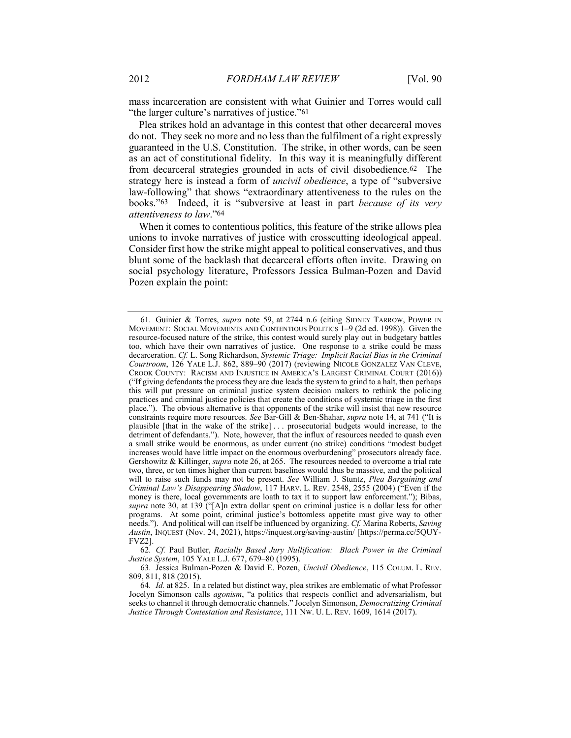mass incarceration are consistent with what Guinier and Torres would call "the larger culture's narratives of justice."[61]

Plea strikes hold an advantage in this contest that other decarceral moves do not. They seek no more and no less than the fulfilment of a right expressly guaranteed in the U.S. Constitution. The strike, in other words, can be seen as an act of constitutional fidelity. In this way it is meaningfully different from decarceral strategies grounded in acts of civil disobedience.[62] The strategy here is instead a form of *uncivil obedience*, a type of "subversive law-following" that shows "extraordinary attentiveness to the rules on the books."[63] Indeed, it is "subversive at least in part *because of its very attentiveness to law*."[64]

When it comes to contentious politics, this feature of the strike allows plea unions to invoke narratives of justice with crosscutting ideological appeal. Consider first how the strike might appeal to political conservatives, and thus blunt some of the backlash that decarceral efforts often invite. Drawing on social psychology literature, Professors Jessica Bulman-Pozen and David Pozen explain the point:

---

61. Guinier & Torres, *supra* note 59, at 2744 n.6 (citing SIDNEY TARROW, POWER IN MOVEMENT: SOCIAL MOVEMENTS AND CONTENTIOUS POLITICS 1–9 (2d ed. 1998)). Given the resource-focused nature of the strike, this contest would surely play out in budgetary battles too, which have their own narratives of justice. One response to a strike could be mass decarceration. *Cf.* L. Song Richardson, *Systemic Triage: Implicit Racial Bias in the Criminal Courtroom*, 126 YALE L.J. 862, 889–90 (2017) (reviewing NICOLE GONZALEZ VAN CLEVE, CROOK COUNTY: RACISM AND INJUSTICE IN AMERICA'S LARGEST CRIMINAL COURT (2016)) ("If giving defendants the process they are due leads the system to grind to a halt, then perhaps this will put pressure on criminal justice system decision makers to rethink the policing practices and criminal justice policies that create the conditions of systemic triage in the first place."). The obvious alternative is that opponents of the strike will insist that new resource constraints require more resources. *See* Bar-Gill & Ben-Shahar, *supra* note 14, at 741 ("It is plausible [that in the wake of the strike] . . . prosecutorial budgets would increase, to the detriment of defendants."). Note, however, that the influx of resources needed to quash even a small strike would be enormous, as under current (no strike) conditions "modest budget increases would have little impact on the enormous overburdening" prosecutors already face. Gershowitz & Killinger, *supra* note 26, at 265. The resources needed to overcome a trial rate two, three, or ten times higher than current baselines would thus be massive, and the political will to raise such funds may not be present. *See* William J. Stuntz, *Plea Bargaining and Criminal Law's Disappearing Shadow*, 117 HARV. L. REV. 2548, 2555 (2004) ("Even if the money is there, local governments are loath to tax it to support law enforcement."); Bibas, *supra* note 30, at 139 ("[A]n extra dollar spent on criminal justice is a dollar less for other programs. At some point, criminal justice's bottomless appetite must give way to other needs."). And political will can itself be influenced by organizing. *Cf.* Marina Roberts, *Saving Austin*, INQUEST (Nov. 24, 2021), https://inquest.org/saving-austin/ [https://perma.cc/5QUY-FVZ2].

62. *Cf.* Paul Butler, *Racially Based Jury Nullification: Black Power in the Criminal Justice System*, 105 YALE L.J. 677, 679–80 (1995).

63. Jessica Bulman-Pozen & David E. Pozen, *Uncivil Obedience*, 115 COLUM. L. REV. 809, 811, 818 (2015).

64. *Id.* at 825. In a related but distinct way, plea strikes are emblematic of what Professor Jocelyn Simonson calls *agonism*, "a politics that respects conflict and adversarialism, but seeks to channel it through democratic channels." Jocelyn Simonson, *Democratizing Criminal Justice Through Contestation and Resistance*, 111 NW. U. L. REV. 1609, 1614 (2017).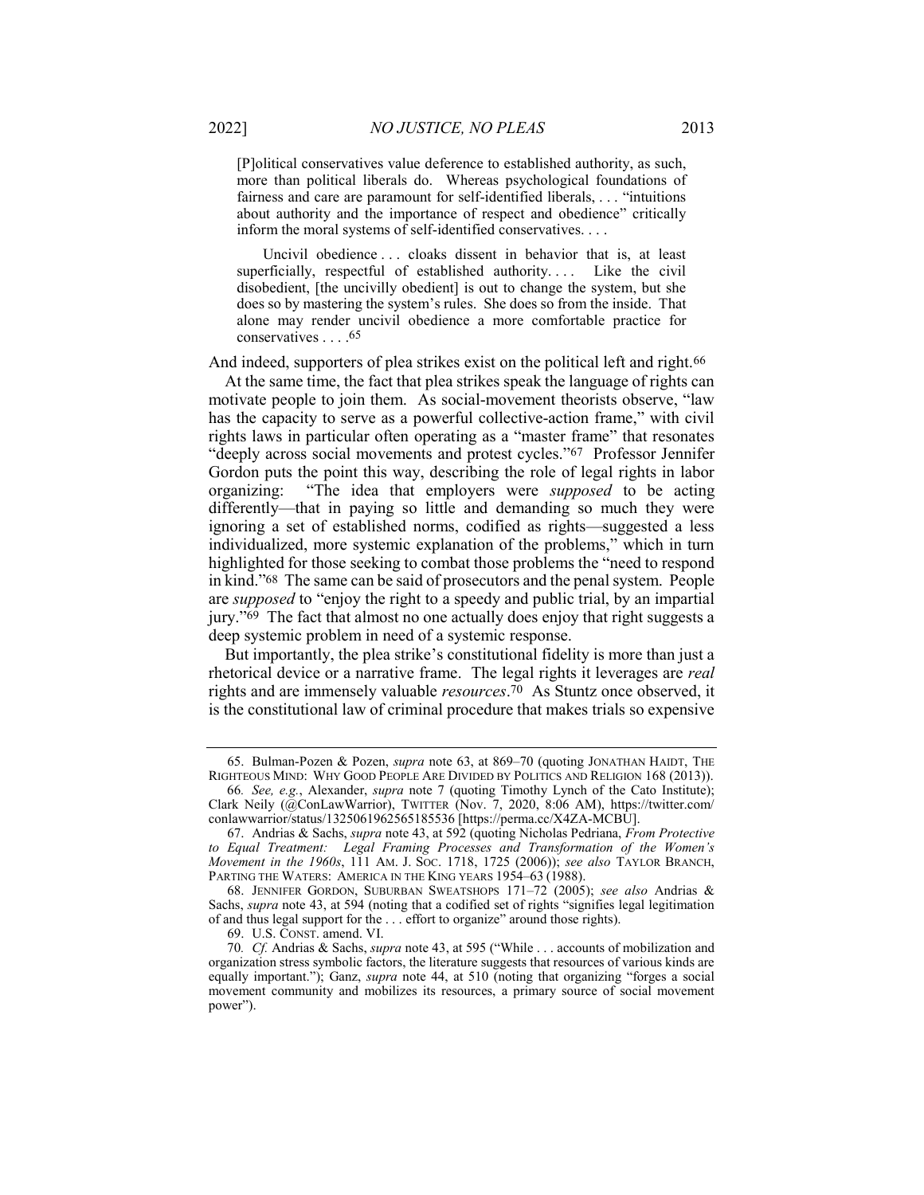> [P]olitical conservatives value deference to established authority, as such, more than political liberals do. Whereas psychological foundations of fairness and care are paramount for self-identified liberals, . . . "intuitions about authority and the importance of respect and obedience" critically inform the moral systems of self-identified conservatives. . . .
>
> Uncivil obedience . . . cloaks dissent in behavior that is, at least superficially, respectful of established authority. . . . Like the civil disobedient, [the uncivilly obedient] is out to change the system, but she does so by mastering the system's rules. She does so from the inside. That alone may render uncivil obedience a more comfortable practice for conservatives . . . .[65]

And indeed, supporters of plea strikes exist on the political left and right.[66]

At the same time, the fact that plea strikes speak the language of rights can motivate people to join them. As social-movement theorists observe, "law has the capacity to serve as a powerful collective-action frame," with civil rights laws in particular often operating as a "master frame" that resonates "deeply across social movements and protest cycles."[67] Professor Jennifer Gordon puts the point this way, describing the role of legal rights in labor organizing: "The idea that employers were *supposed* to be acting differently—that in paying so little and demanding so much they were ignoring a set of established norms, codified as rights—suggested a less individualized, more systemic explanation of the problems," which in turn highlighted for those seeking to combat those problems the "need to respond in kind."[68] The same can be said of prosecutors and the penal system. People are *supposed* to "enjoy the right to a speedy and public trial, by an impartial jury."[69] The fact that almost no one actually does enjoy that right suggests a deep systemic problem in need of a systemic response.

But importantly, the plea strike's constitutional fidelity is more than just a rhetorical device or a narrative frame. The legal rights it leverages are *real* rights and are immensely valuable *resources*.[70] As Stuntz once observed, it is the constitutional law of criminal procedure that makes trials so expensive

---

65. Bulman-Pozen & Pozen, *supra* note 63, at 869–70 (quoting JONATHAN HAIDT, THE RIGHTEOUS MIND: WHY GOOD PEOPLE ARE DIVIDED BY POLITICS AND RELIGION 168 (2013)).

66. *See, e.g.*, Alexander, *supra* note 7 (quoting Timothy Lynch of the Cato Institute); Clark Neily (@ConLawWarrior), TWITTER (Nov. 7, 2020, 8:06 AM), https://twitter.com/conlawwarrior/status/1325061962565185536 [https://perma.cc/X4ZA-MCBU].

67. Andrias & Sachs, *supra* note 43, at 592 (quoting Nicholas Pedriana, *From Protective to Equal Treatment: Legal Framing Processes and Transformation of the Women's Movement in the 1960s*, 111 AM. J. SOC. 1718, 1725 (2006)); *see also* TAYLOR BRANCH, PARTING THE WATERS: AMERICA IN THE KING YEARS 1954–63 (1988).

68. JENNIFER GORDON, SUBURBAN SWEATSHOPS 171–72 (2005); *see also* Andrias & Sachs, *supra* note 43, at 594 (noting that a codified set of rights "signifies legal legitimation of and thus legal support for the . . . effort to organize" around those rights).

69. U.S. CONST. amend. VI.

70. *Cf.* Andrias & Sachs, *supra* note 43, at 595 ("While . . . accounts of mobilization and organization stress symbolic factors, the literature suggests that resources of various kinds are equally important."); Ganz, *supra* note 44, at 510 (noting that organizing "forges a social movement community and mobilizes its resources, a primary source of social movement power").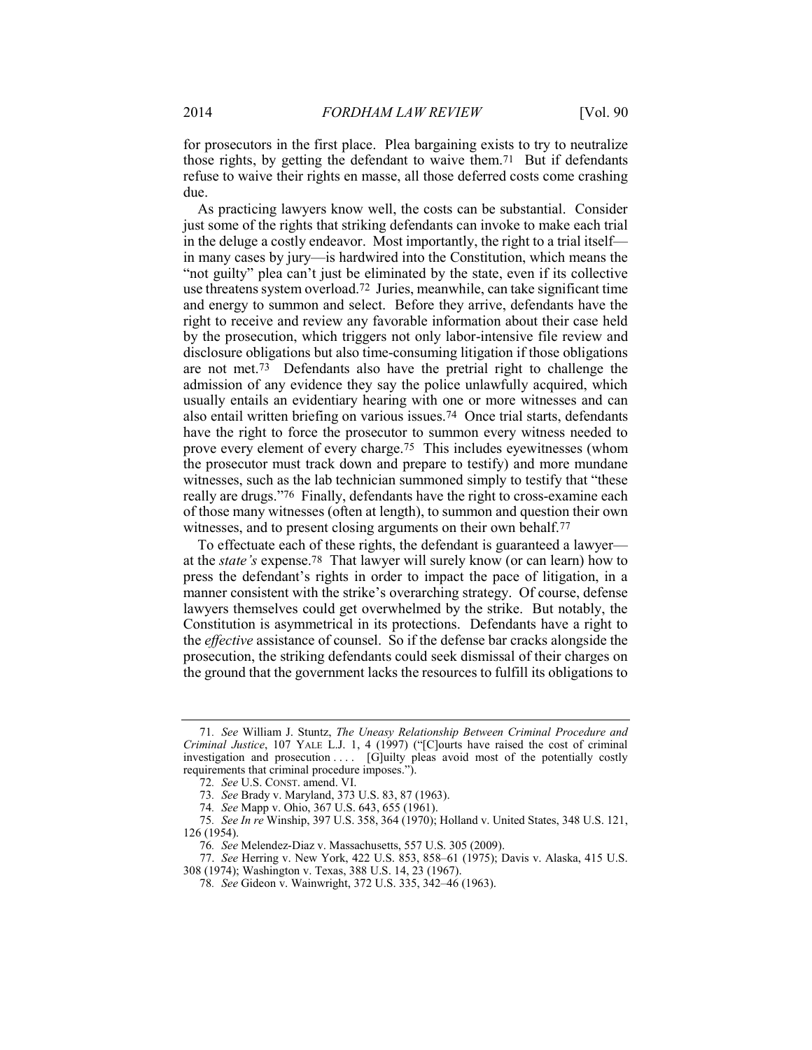for prosecutors in the first place. Plea bargaining exists to try to neutralize those rights, by getting the defendant to waive them.[71] But if defendants refuse to waive their rights en masse, all those deferred costs come crashing due.

As practicing lawyers know well, the costs can be substantial. Consider just some of the rights that striking defendants can invoke to make each trial in the deluge a costly endeavor. Most importantly, the right to a trial itself—in many cases by jury—is hardwired into the Constitution, which means the "not guilty" plea can't just be eliminated by the state, even if its collective use threatens system overload.[72] Juries, meanwhile, can take significant time and energy to summon and select. Before they arrive, defendants have the right to receive and review any favorable information about their case held by the prosecution, which triggers not only labor-intensive file review and disclosure obligations but also time-consuming litigation if those obligations are not met.[73] Defendants also have the pretrial right to challenge the admission of any evidence they say the police unlawfully acquired, which usually entails an evidentiary hearing with one or more witnesses and can also entail written briefing on various issues.[74] Once trial starts, defendants have the right to force the prosecutor to summon every witness needed to prove every element of every charge.[75] This includes eyewitnesses (whom the prosecutor must track down and prepare to testify) and more mundane witnesses, such as the lab technician summoned simply to testify that "these really are drugs."[76] Finally, defendants have the right to cross-examine each of those many witnesses (often at length), to summon and question their own witnesses, and to present closing arguments on their own behalf.[77]

To effectuate each of these rights, the defendant is guaranteed a lawyer—at the *state's* expense.[78] That lawyer will surely know (or can learn) how to press the defendant's rights in order to impact the pace of litigation, in a manner consistent with the strike's overarching strategy. Of course, defense lawyers themselves could get overwhelmed by the strike. But notably, the Constitution is asymmetrical in its protections. Defendants have a right to the *effective* assistance of counsel. So if the defense bar cracks alongside the prosecution, the striking defendants could seek dismissal of their charges on the ground that the government lacks the resources to fulfill its obligations to

---

71. *See* William J. Stuntz, *The Uneasy Relationship Between Criminal Procedure and Criminal Justice*, 107 YALE L.J. 1, 4 (1997) ("[C]ourts have raised the cost of criminal investigation and prosecution . . . . [G]uilty pleas avoid most of the potentially costly requirements that criminal procedure imposes.").

72. *See* U.S. CONST. amend. VI.

73. *See* Brady v. Maryland, 373 U.S. 83, 87 (1963).

74. *See* Mapp v. Ohio, 367 U.S. 643, 655 (1961).

75. *See In re* Winship, 397 U.S. 358, 364 (1970); Holland v. United States, 348 U.S. 121, 126 (1954).

76. *See* Melendez-Diaz v. Massachusetts, 557 U.S. 305 (2009).

77. *See* Herring v. New York, 422 U.S. 853, 858–61 (1975); Davis v. Alaska, 415 U.S. 308 (1974); Washington v. Texas, 388 U.S. 14, 23 (1967).

78. *See* Gideon v. Wainwright, 372 U.S. 335, 342–46 (1963).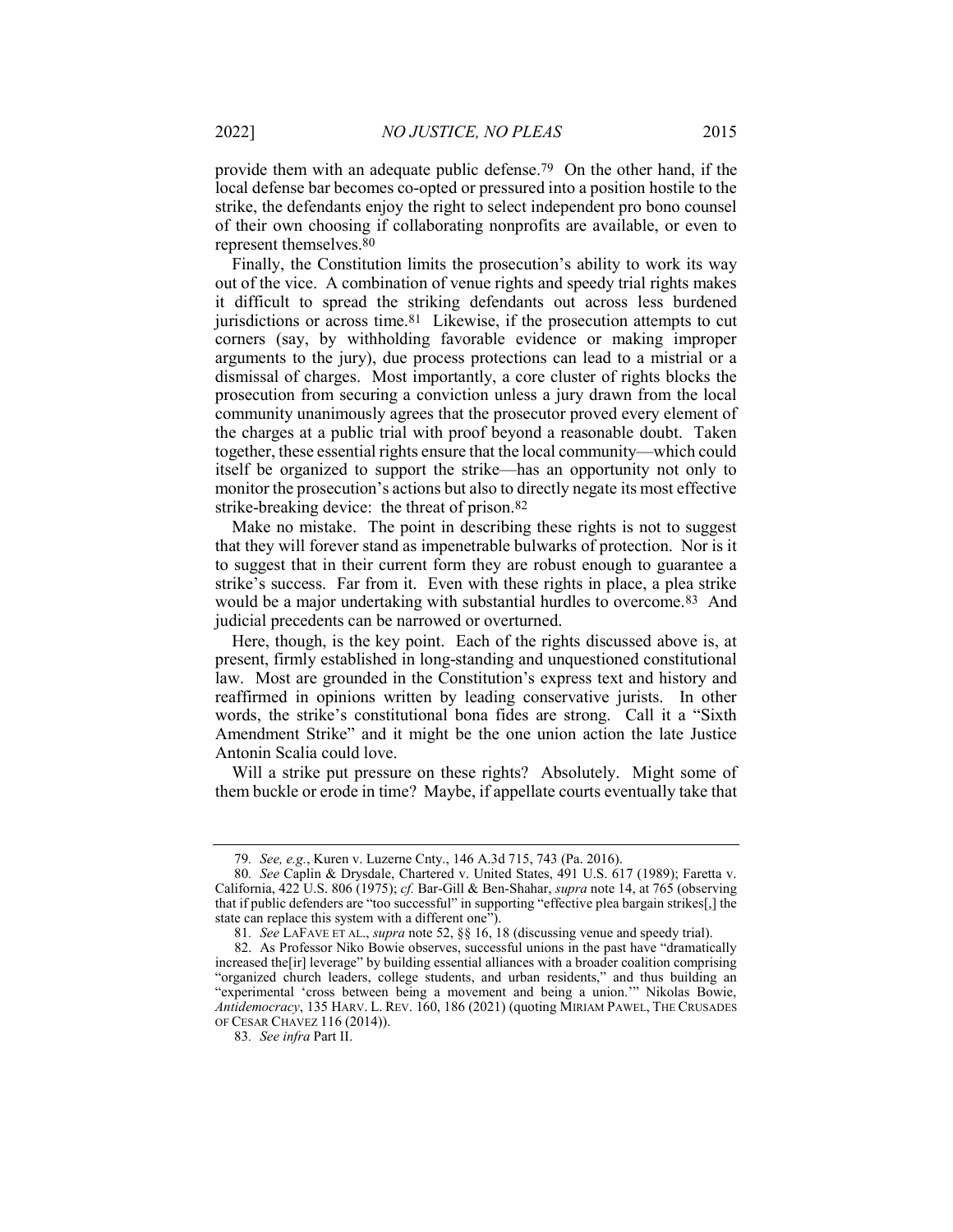provide them with an adequate public defense.[79] On the other hand, if the local defense bar becomes co-opted or pressured into a position hostile to the strike, the defendants enjoy the right to select independent pro bono counsel of their own choosing if collaborating nonprofits are available, or even to represent themselves.[80]

Finally, the Constitution limits the prosecution's ability to work its way out of the vice. A combination of venue rights and speedy trial rights makes it difficult to spread the striking defendants out across less burdened jurisdictions or across time.[81] Likewise, if the prosecution attempts to cut corners (say, by withholding favorable evidence or making improper arguments to the jury), due process protections can lead to a mistrial or a dismissal of charges. Most importantly, a core cluster of rights blocks the prosecution from securing a conviction unless a jury drawn from the local community unanimously agrees that the prosecutor proved every element of the charges at a public trial with proof beyond a reasonable doubt. Taken together, these essential rights ensure that the local community—which could itself be organized to support the strike—has an opportunity not only to monitor the prosecution's actions but also to directly negate its most effective strike-breaking device: the threat of prison.[82]

Make no mistake. The point in describing these rights is not to suggest that they will forever stand as impenetrable bulwarks of protection. Nor is it to suggest that in their current form they are robust enough to guarantee a strike's success. Far from it. Even with these rights in place, a plea strike would be a major undertaking with substantial hurdles to overcome.[83] And judicial precedents can be narrowed or overturned.

Here, though, is the key point. Each of the rights discussed above is, at present, firmly established in long-standing and unquestioned constitutional law. Most are grounded in the Constitution's express text and history and reaffirmed in opinions written by leading conservative jurists. In other words, the strike's constitutional bona fides are strong. Call it a "Sixth Amendment Strike" and it might be the one union action the late Justice Antonin Scalia could love.

Will a strike put pressure on these rights? Absolutely. Might some of them buckle or erode in time? Maybe, if appellate courts eventually take that

---

79. *See, e.g.*, Kuren v. Luzerne Cnty., 146 A.3d 715, 743 (Pa. 2016).

80. *See* Caplin & Drysdale, Chartered v. United States, 491 U.S. 617 (1989); Faretta v. California, 422 U.S. 806 (1975); *cf.* Bar-Gill & Ben-Shahar, *supra* note 14, at 765 (observing that if public defenders are "too successful" in supporting "effective plea bargain strikes[,] the state can replace this system with a different one").

81. *See* LAFAVE ET AL., *supra* note 52, §§ 16, 18 (discussing venue and speedy trial).

82. As Professor Niko Bowie observes, successful unions in the past have "dramatically increased the[ir] leverage" by building essential alliances with a broader coalition comprising "organized church leaders, college students, and urban residents," and thus building an "experimental 'cross between being a movement and being a union.'" Nikolas Bowie, *Antidemocracy*, 135 HARV. L. REV. 160, 186 (2021) (quoting MIRIAM PAWEL, THE CRUSADES OF CESAR CHAVEZ 116 (2014)).

83. *See infra* Part II.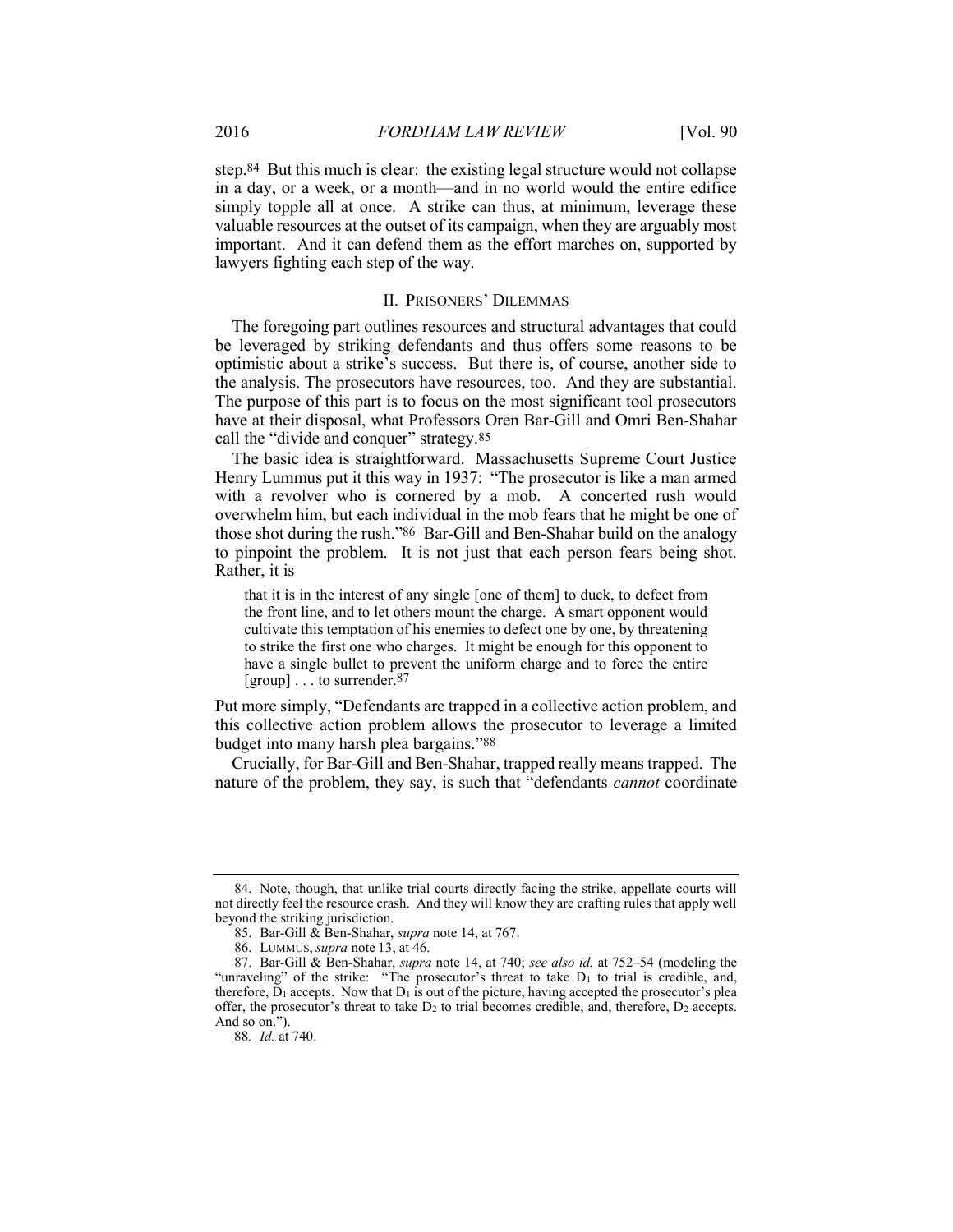step.[84] But this much is clear: the existing legal structure would not collapse in a day, or a week, or a month—and in no world would the entire edifice simply topple all at once. A strike can thus, at minimum, leverage these valuable resources at the outset of its campaign, when they are arguably most important. And it can defend them as the effort marches on, supported by lawyers fighting each step of the way.

## II. PRISONERS' DILEMMAS

The foregoing part outlines resources and structural advantages that could be leveraged by striking defendants and thus offers some reasons to be optimistic about a strike's success. But there is, of course, another side to the analysis. The prosecutors have resources, too. And they are substantial. The purpose of this part is to focus on the most significant tool prosecutors have at their disposal, what Professors Oren Bar-Gill and Omri Ben-Shahar call the "divide and conquer" strategy.[85]

The basic idea is straightforward. Massachusetts Supreme Court Justice Henry Lummus put it this way in 1937: "The prosecutor is like a man armed with a revolver who is cornered by a mob. A concerted rush would overwhelm him, but each individual in the mob fears that he might be one of those shot during the rush."[86] Bar-Gill and Ben-Shahar build on the analogy to pinpoint the problem. It is not just that each person fears being shot. Rather, it is

> that it is in the interest of any single [one of them] to duck, to defect from the front line, and to let others mount the charge. A smart opponent would cultivate this temptation of his enemies to defect one by one, by threatening to strike the first one who charges. It might be enough for this opponent to have a single bullet to prevent the uniform charge and to force the entire [group] . . . to surrender.[87]

Put more simply, "Defendants are trapped in a collective action problem, and this collective action problem allows the prosecutor to leverage a limited budget into many harsh plea bargains."[88]

Crucially, for Bar-Gill and Ben-Shahar, trapped really means trapped. The nature of the problem, they say, is such that "defendants *cannot* coordinate

---

84. Note, though, that unlike trial courts directly facing the strike, appellate courts will not directly feel the resource crash. And they will know they are crafting rules that apply well beyond the striking jurisdiction.

85. Bar-Gill & Ben-Shahar, *supra* note 14, at 767.

86. LUMMUS, *supra* note 13, at 46.

87. Bar-Gill & Ben-Shahar, *supra* note 14, at 740; *see also id.* at 752–54 (modeling the "unraveling" of the strike: "The prosecutor's threat to take $D_1$ to trial is credible, and, therefore, $D_1$ accepts. Now that $D_1$ is out of the picture, having accepted the prosecutor's plea offer, the prosecutor's threat to take $D_2$ to trial becomes credible, and, therefore, $D_2$ accepts. And so on.").

88. *Id.* at 740.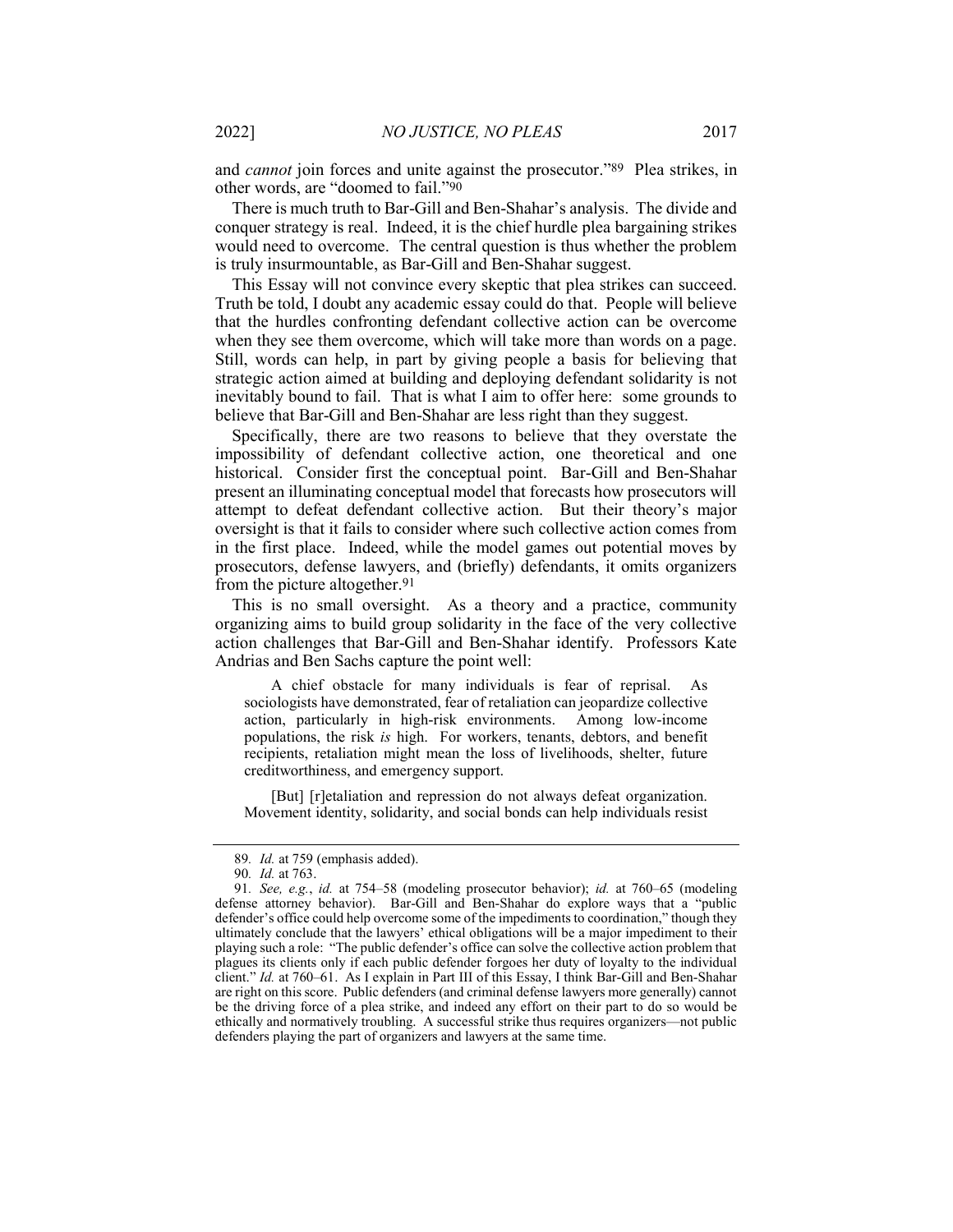and *cannot* join forces and unite against the prosecutor."[89] Plea strikes, in other words, are "doomed to fail."[90]

There is much truth to Bar-Gill and Ben-Shahar's analysis. The divide and conquer strategy is real. Indeed, it is the chief hurdle plea bargaining strikes would need to overcome. The central question is thus whether the problem is truly insurmountable, as Bar-Gill and Ben-Shahar suggest.

This Essay will not convince every skeptic that plea strikes can succeed. Truth be told, I doubt any academic essay could do that. People will believe that the hurdles confronting defendant collective action can be overcome when they see them overcome, which will take more than words on a page. Still, words can help, in part by giving people a basis for believing that strategic action aimed at building and deploying defendant solidarity is not inevitably bound to fail. That is what I aim to offer here: some grounds to believe that Bar-Gill and Ben-Shahar are less right than they suggest.

Specifically, there are two reasons to believe that they overstate the impossibility of defendant collective action, one theoretical and one historical. Consider first the conceptual point. Bar-Gill and Ben-Shahar present an illuminating conceptual model that forecasts how prosecutors will attempt to defeat defendant collective action. But their theory's major oversight is that it fails to consider where such collective action comes from in the first place. Indeed, while the model games out potential moves by prosecutors, defense lawyers, and (briefly) defendants, it omits organizers from the picture altogether.[91]

This is no small oversight. As a theory and a practice, community organizing aims to build group solidarity in the face of the very collective action challenges that Bar-Gill and Ben-Shahar identify. Professors Kate Andrias and Ben Sachs capture the point well:

> A chief obstacle for many individuals is fear of reprisal. As sociologists have demonstrated, fear of retaliation can jeopardize collective action, particularly in high-risk environments. Among low-income populations, the risk *is* high. For workers, tenants, debtors, and benefit recipients, retaliation might mean the loss of livelihoods, shelter, future creditworthiness, and emergency support.
>
> [But] [r]etaliation and repression do not always defeat organization. Movement identity, solidarity, and social bonds can help individuals resist

---

89. *Id.* at 759 (emphasis added).

90. *Id.* at 763.

91. *See, e.g.*, *id.* at 754–58 (modeling prosecutor behavior); *id.* at 760–65 (modeling defense attorney behavior). Bar-Gill and Ben-Shahar do explore ways that a "public defender's office could help overcome some of the impediments to coordination," though they ultimately conclude that the lawyers' ethical obligations will be a major impediment to their playing such a role: "The public defender's office can solve the collective action problem that plagues its clients only if each public defender forgoes her duty of loyalty to the individual client." *Id.* at 760–61. As I explain in Part III of this Essay, I think Bar-Gill and Ben-Shahar are right on this score. Public defenders (and criminal defense lawyers more generally) cannot be the driving force of a plea strike, and indeed any effort on their part to do so would be ethically and normatively troubling. A successful strike thus requires organizers—not public defenders playing the part of organizers and lawyers at the same time.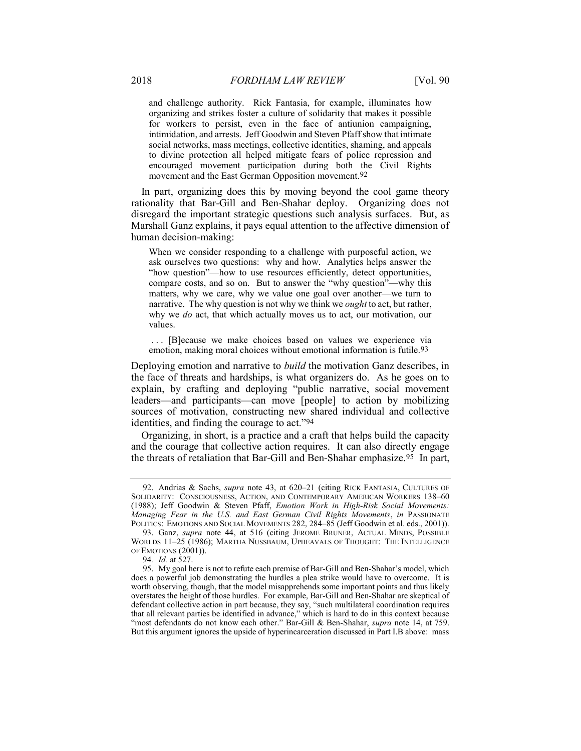and challenge authority. Rick Fantasia, for example, illuminates how organizing and strikes foster a culture of solidarity that makes it possible for workers to persist, even in the face of antiunion campaigning, intimidation, and arrests. Jeff Goodwin and Steven Pfaff show that intimate social networks, mass meetings, collective identities, shaming, and appeals to divine protection all helped mitigate fears of police repression and encouraged movement participation during both the Civil Rights movement and the East German Opposition movement.[92]

In part, organizing does this by moving beyond the cool game theory rationality that Bar-Gill and Ben-Shahar deploy. Organizing does not disregard the important strategic questions such analysis surfaces. But, as Marshall Ganz explains, it pays equal attention to the affective dimension of human decision-making:

> When we consider responding to a challenge with purposeful action, we ask ourselves two questions: why and how. Analytics helps answer the "how question"—how to use resources efficiently, detect opportunities, compare costs, and so on. But to answer the "why question"—why this matters, why we care, why we value one goal over another—we turn to narrative. The why question is not why we think we *ought* to act, but rather, why we *do* act, that which actually moves us to act, our motivation, our values.
>
> . . . [B]ecause we make choices based on values we experience via emotion, making moral choices without emotional information is futile.[93]

Deploying emotion and narrative to *build* the motivation Ganz describes, in the face of threats and hardships, is what organizers do. As he goes on to explain, by crafting and deploying "public narrative, social movement leaders—and participants—can move [people] to action by mobilizing sources of motivation, constructing new shared individual and collective identities, and finding the courage to act."[94]

Organizing, in short, is a practice and a craft that helps build the capacity and the courage that collective action requires. It can also directly engage the threats of retaliation that Bar-Gill and Ben-Shahar emphasize.[95] In part,

---

92. Andrias & Sachs, *supra* note 43, at 620–21 (citing RICK FANTASIA, CULTURES OF SOLIDARITY: CONSCIOUSNESS, ACTION, AND CONTEMPORARY AMERICAN WORKERS 138–60 (1988); Jeff Goodwin & Steven Pfaff, *Emotion Work in High-Risk Social Movements: Managing Fear in the U.S. and East German Civil Rights Movements*, *in* PASSIONATE POLITICS: EMOTIONS AND SOCIAL MOVEMENTS 282, 284–85 (Jeff Goodwin et al. eds., 2001)).

93. Ganz, *supra* note 44, at 516 (citing JEROME BRUNER, ACTUAL MINDS, POSSIBLE WORLDS 11–25 (1986); MARTHA NUSSBAUM, UPHEAVALS OF THOUGHT: THE INTELLIGENCE OF EMOTIONS (2001)).

94. *Id.* at 527.

95. My goal here is not to refute each premise of Bar-Gill and Ben-Shahar's model, which does a powerful job demonstrating the hurdles a plea strike would have to overcome. It is worth observing, though, that the model misapprehends some important points and thus likely overstates the height of those hurdles. For example, Bar-Gill and Ben-Shahar are skeptical of defendant collective action in part because, they say, "such multilateral coordination requires that all relevant parties be identified in advance," which is hard to do in this context because "most defendants do not know each other." Bar-Gill & Ben-Shahar, *supra* note 14, at 759. But this argument ignores the upside of hyperincarceration discussed in Part I.B above: mass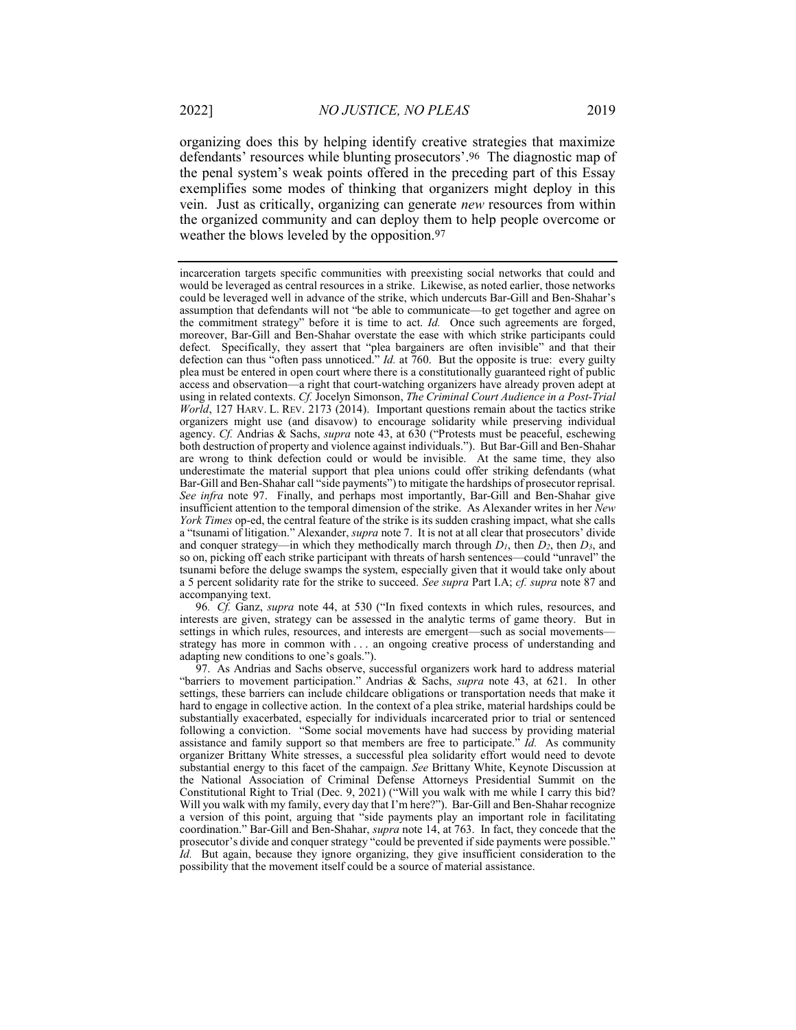organizing does this by helping identify creative strategies that maximize defendants' resources while blunting prosecutors'.[96] The diagnostic map of the penal system's weak points offered in the preceding part of this Essay exemplifies some modes of thinking that organizers might deploy in this vein. Just as critically, organizing can generate *new* resources from within the organized community and can deploy them to help people overcome or weather the blows leveled by the opposition.[97]

---

incarceration targets specific communities with preexisting social networks that could and would be leveraged as central resources in a strike. Likewise, as noted earlier, those networks could be leveraged well in advance of the strike, which undercuts Bar-Gill and Ben-Shahar's assumption that defendants will not "be able to communicate—to get together and agree on the commitment strategy" before it is time to act. *Id.* Once such agreements are forged, moreover, Bar-Gill and Ben-Shahar overstate the ease with which strike participants could defect. Specifically, they assert that "plea bargainers are often invisible" and that their defection can thus "often pass unnoticed." *Id.* at 760. But the opposite is true: every guilty plea must be entered in open court where there is a constitutionally guaranteed right of public access and observation—a right that court-watching organizers have already proven adept at using in related contexts. *Cf.* Jocelyn Simonson, *The Criminal Court Audience in a Post-Trial World*, 127 HARV. L. REV. 2173 (2014). Important questions remain about the tactics strike organizers might use (and disavow) to encourage solidarity while preserving individual agency. *Cf.* Andrias & Sachs, *supra* note 43, at 630 ("Protests must be peaceful, eschewing both destruction of property and violence against individuals."). But Bar-Gill and Ben-Shahar are wrong to think defection could or would be invisible. At the same time, they also underestimate the material support that plea unions could offer striking defendants (what Bar-Gill and Ben-Shahar call "side payments") to mitigate the hardships of prosecutor reprisal. *See infra* note 97. Finally, and perhaps most importantly, Bar-Gill and Ben-Shahar give insufficient attention to the temporal dimension of the strike. As Alexander writes in her *New York Times* op-ed, the central feature of the strike is its sudden crashing impact, what she calls a "tsunami of litigation." Alexander, *supra* note 7. It is not at all clear that prosecutors' divide and conquer strategy—in which they methodically march through $D_1$, then $D_2$, then $D_3$, and so on, picking off each strike participant with threats of harsh sentences—could "unravel" the tsunami before the deluge swamps the system, especially given that it would take only about a 5 percent solidarity rate for the strike to succeed. *See supra* Part I.A; *cf. supra* note 87 and accompanying text.

96. *Cf.* Ganz, *supra* note 44, at 530 ("In fixed contexts in which rules, resources, and interests are given, strategy can be assessed in the analytic terms of game theory. But in settings in which rules, resources, and interests are emergent—such as social movements—strategy has more in common with . . . an ongoing creative process of understanding and adapting new conditions to one's goals.").

97. As Andrias and Sachs observe, successful organizers work hard to address material "barriers to movement participation." Andrias & Sachs, *supra* note 43, at 621. In other settings, these barriers can include childcare obligations or transportation needs that make it hard to engage in collective action. In the context of a plea strike, material hardships could be substantially exacerbated, especially for individuals incarcerated prior to trial or sentenced following a conviction. "Some social movements have had success by providing material assistance and family support so that members are free to participate." *Id.* As community organizer Brittany White stresses, a successful plea solidarity effort would need to devote substantial energy to this facet of the campaign. *See* Brittany White, Keynote Discussion at the National Association of Criminal Defense Attorneys Presidential Summit on the Constitutional Right to Trial (Dec. 9, 2021) ("Will you walk with me while I carry this bid? Will you walk with my family, every day that I'm here?"). Bar-Gill and Ben-Shahar recognize a version of this point, arguing that "side payments play an important role in facilitating coordination." Bar-Gill and Ben-Shahar, *supra* note 14, at 763. In fact, they concede that the prosecutor's divide and conquer strategy "could be prevented if side payments were possible." *Id.* But again, because they ignore organizing, they give insufficient consideration to the possibility that the movement itself could be a source of material assistance.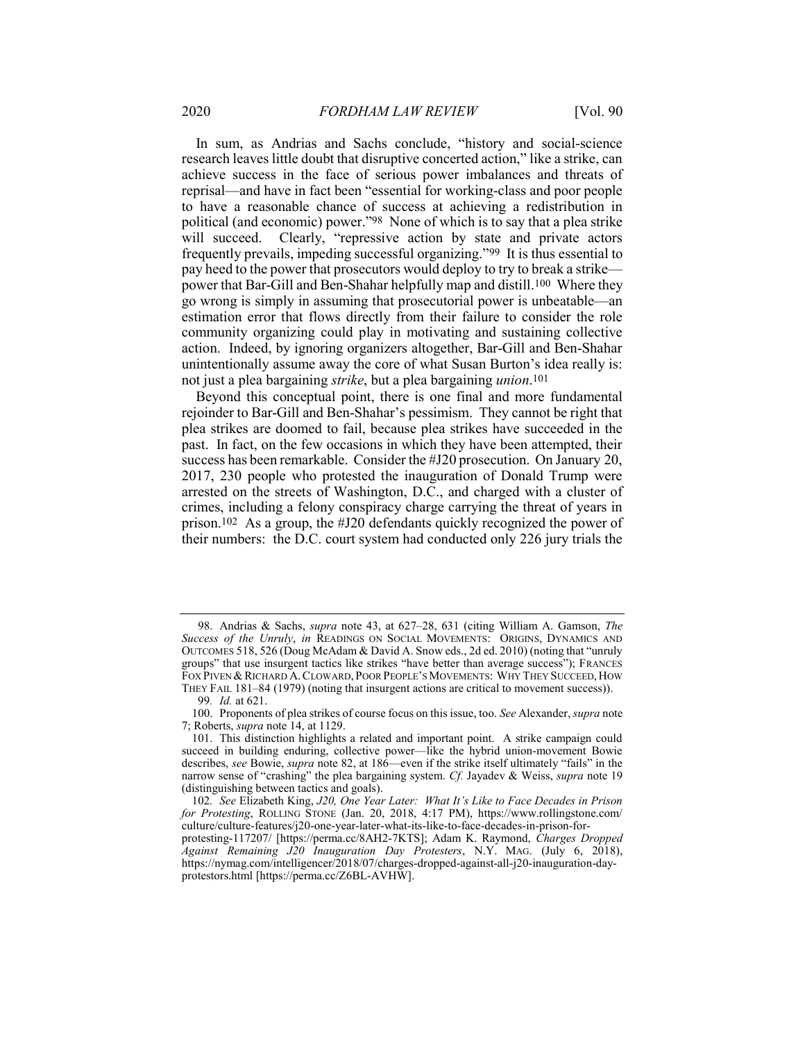In sum, as Andrias and Sachs conclude, "history and social-science research leaves little doubt that disruptive concerted action," like a strike, can achieve success in the face of serious power imbalances and threats of reprisal—and have in fact been "essential for working-class and poor people to have a reasonable chance of success at achieving a redistribution in political (and economic) power."[98] None of which is to say that a plea strike will succeed. Clearly, "repressive action by state and private actors frequently prevails, impeding successful organizing."[99] It is thus essential to pay heed to the power that prosecutors would deploy to try to break a strike—power that Bar-Gill and Ben-Shahar helpfully map and distill.[100] Where they go wrong is simply in assuming that prosecutorial power is unbeatable—an estimation error that flows directly from their failure to consider the role community organizing could play in motivating and sustaining collective action. Indeed, by ignoring organizers altogether, Bar-Gill and Ben-Shahar unintentionally assume away the core of what Susan Burton's idea really is: not just a plea bargaining *strike*, but a plea bargaining *union*.[101]

Beyond this conceptual point, there is one final and more fundamental rejoinder to Bar-Gill and Ben-Shahar's pessimism. They cannot be right that plea strikes are doomed to fail, because plea strikes have succeeded in the past. In fact, on the few occasions in which they have been attempted, their success has been remarkable. Consider the #J20 prosecution. On January 20, 2017, 230 people who protested the inauguration of Donald Trump were arrested on the streets of Washington, D.C., and charged with a cluster of crimes, including a felony conspiracy charge carrying the threat of years in prison.[102] As a group, the #J20 defendants quickly recognized the power of their numbers: the D.C. court system had conducted only 226 jury trials the

---

98. Andrias & Sachs, *supra* note 43, at 627–28, 631 (citing William A. Gamson, *The Success of the Unruly*, *in* READINGS ON SOCIAL MOVEMENTS: ORIGINS, DYNAMICS AND OUTCOMES 518, 526 (Doug McAdam & David A. Snow eds., 2d ed. 2010) (noting that "unruly groups" that use insurgent tactics like strikes "have better than average success"); FRANCES FOX PIVEN & RICHARD A. CLOWARD, POOR PEOPLE'S MOVEMENTS: WHY THEY SUCCEED, HOW THEY FAIL 181–84 (1979) (noting that insurgent actions are critical to movement success)).

99. *Id.* at 621.

100. Proponents of plea strikes of course focus on this issue, too. *See* Alexander, *supra* note 7; Roberts, *supra* note 14, at 1129.

101. This distinction highlights a related and important point. A strike campaign could succeed in building enduring, collective power—like the hybrid union-movement Bowie describes, *see* Bowie, *supra* note 82, at 186—even if the strike itself ultimately "fails" in the narrow sense of "crashing" the plea bargaining system. *Cf.* Jayadev & Weiss, *supra* note 19 (distinguishing between tactics and goals).

102. *See* Elizabeth King, *J20, One Year Later: What It's Like to Face Decades in Prison for Protesting*, ROLLING STONE (Jan. 20, 2018, 4:17 PM), https://www.rollingstone.com/culture/culture-features/j20-one-year-later-what-its-like-to-face-decades-in-prison-for-protesting-117207/ [https://perma.cc/8AH2-7KTS]; Adam K. Raymond, *Charges Dropped Against Remaining J20 Inauguration Day Protesters*, N.Y. MAG. (July 6, 2018), https://nymag.com/intelligencer/2018/07/charges-dropped-against-all-j20-inauguration-day-protestors.html [https://perma.cc/Z6BL-AVHW].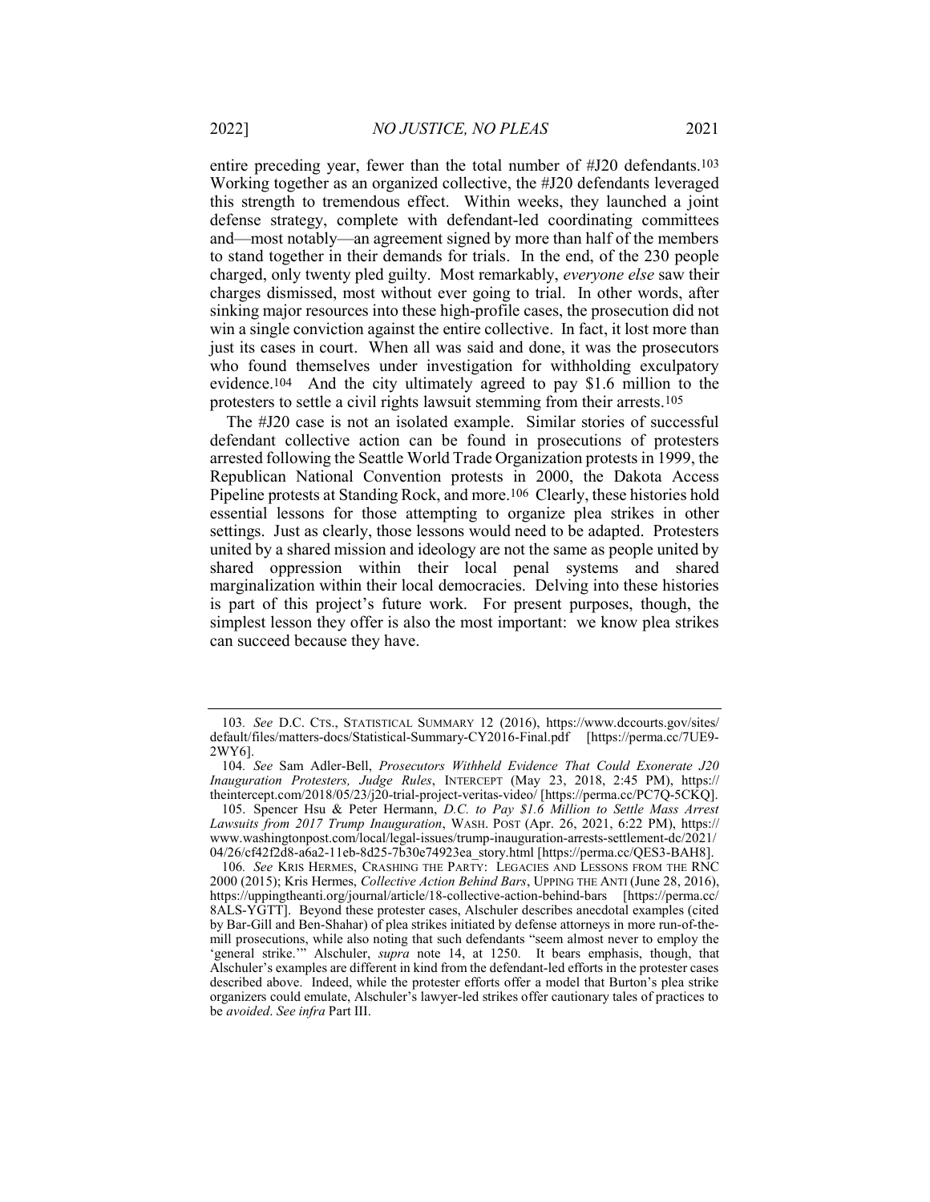entire preceding year, fewer than the total number of #J20 defendants.[103] Working together as an organized collective, the #J20 defendants leveraged this strength to tremendous effect. Within weeks, they launched a joint defense strategy, complete with defendant-led coordinating committees and—most notably—an agreement signed by more than half of the members to stand together in their demands for trials. In the end, of the 230 people charged, only twenty pled guilty. Most remarkably, *everyone else* saw their charges dismissed, most without ever going to trial. In other words, after sinking major resources into these high-profile cases, the prosecution did not win a single conviction against the entire collective. In fact, it lost more than just its cases in court. When all was said and done, it was the prosecutors who found themselves under investigation for withholding exculpatory evidence.[104] And the city ultimately agreed to pay $1.6 million to the protesters to settle a civil rights lawsuit stemming from their arrests.[105]

The #J20 case is not an isolated example. Similar stories of successful defendant collective action can be found in prosecutions of protesters arrested following the Seattle World Trade Organization protests in 1999, the Republican National Convention protests in 2000, the Dakota Access Pipeline protests at Standing Rock, and more.[106] Clearly, these histories hold essential lessons for those attempting to organize plea strikes in other settings. Just as clearly, those lessons would need to be adapted. Protesters united by a shared mission and ideology are not the same as people united by shared oppression within their local penal systems and shared marginalization within their local democracies. Delving into these histories is part of this project's future work. For present purposes, though, the simplest lesson they offer is also the most important: we know plea strikes can succeed because they have.

---

103. *See* D.C. CTS., STATISTICAL SUMMARY 12 (2016), https://www.dccourts.gov/sites/default/files/matters-docs/Statistical-Summary-CY2016-Final.pdf [https://perma.cc/7UE9-2WY6].

104. *See* Sam Adler-Bell, *Prosecutors Withheld Evidence That Could Exonerate J20 Inauguration Protesters, Judge Rules*, INTERCEPT (May 23, 2018, 2:45 PM), https://theintercept.com/2018/05/23/j20-trial-project-veritas-video/ [https://perma.cc/PC7Q-5CKQ].

105. Spencer Hsu & Peter Hermann, *D.C. to Pay $1.6 Million to Settle Mass Arrest Lawsuits from 2017 Trump Inauguration*, WASH. POST (Apr. 26, 2021, 6:22 PM), https://www.washingtonpost.com/local/legal-issues/trump-inauguration-arrests-settlement-dc/2021/04/26/cf42f2d8-a6a2-11eb-8d25-7b30e74923ea_story.html [https://perma.cc/QES3-BAH8].

106. *See* KRIS HERMES, CRASHING THE PARTY: LEGACIES AND LESSONS FROM THE RNC 2000 (2015); Kris Hermes, *Collective Action Behind Bars*, UPPING THE ANTI (June 28, 2016), https://uppingtheanti.org/journal/article/18-collective-action-behind-bars [https://perma.cc/8ALS-YGTT]. Beyond these protester cases, Alschuler describes anecdotal examples (cited by Bar-Gill and Ben-Shahar) of plea strikes initiated by defense attorneys in more run-of-the-mill prosecutions, while also noting that such defendants "seem almost never to employ the 'general strike.'" Alschuler, *supra* note 14, at 1250. It bears emphasis, though, that Alschuler's examples are different in kind from the defendant-led efforts in the protester cases described above. Indeed, while the protester efforts offer a model that Burton's plea strike organizers could emulate, Alschuler's lawyer-led strikes offer cautionary tales of practices to be *avoided*. *See infra* Part III.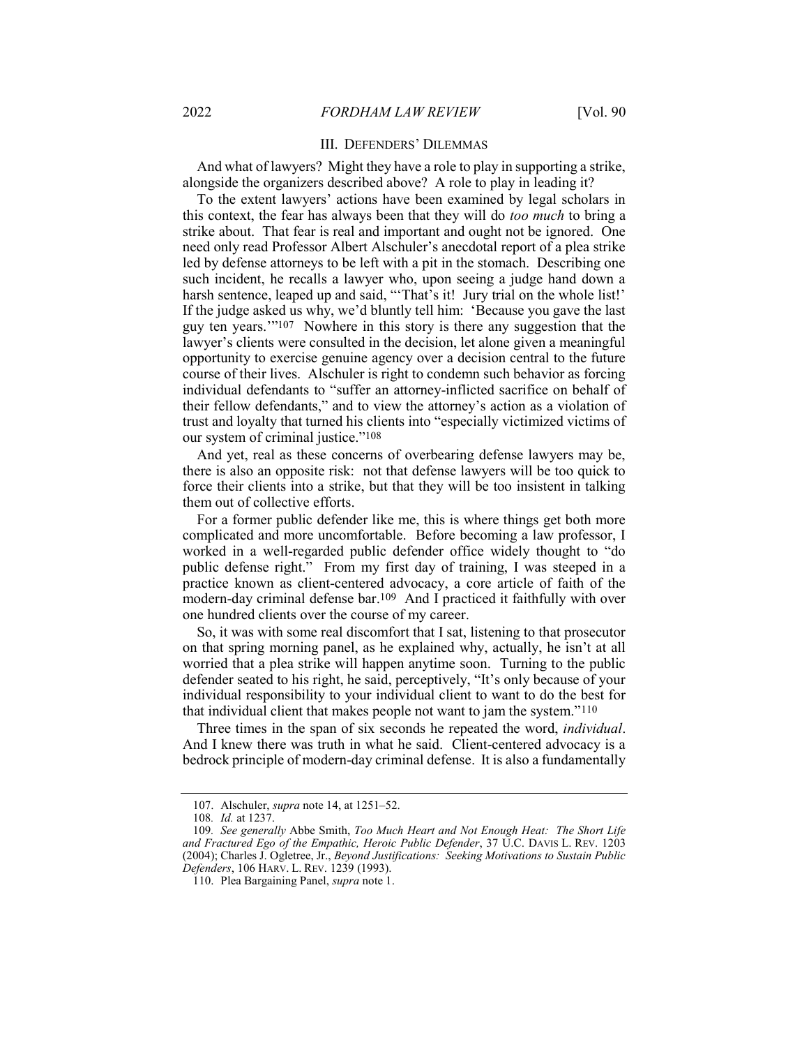## III. DEFENDERS' DILEMMAS

And what of lawyers? Might they have a role to play in supporting a strike, alongside the organizers described above? A role to play in leading it?

To the extent lawyers' actions have been examined by legal scholars in this context, the fear has always been that they will do *too much* to bring a strike about. That fear is real and important and ought not be ignored. One need only read Professor Albert Alschuler's anecdotal report of a plea strike led by defense attorneys to be left with a pit in the stomach. Describing one such incident, he recalls a lawyer who, upon seeing a judge hand down a harsh sentence, leaped up and said, "'That's it! Jury trial on the whole list!' If the judge asked us why, we'd bluntly tell him: 'Because you gave the last guy ten years.'"[107] Nowhere in this story is there any suggestion that the lawyer's clients were consulted in the decision, let alone given a meaningful opportunity to exercise genuine agency over a decision central to the future course of their lives. Alschuler is right to condemn such behavior as forcing individual defendants to "suffer an attorney-inflicted sacrifice on behalf of their fellow defendants," and to view the attorney's action as a violation of trust and loyalty that turned his clients into "especially victimized victims of our system of criminal justice."[108]

And yet, real as these concerns of overbearing defense lawyers may be, there is also an opposite risk: not that defense lawyers will be too quick to force their clients into a strike, but that they will be too insistent in talking them out of collective efforts.

For a former public defender like me, this is where things get both more complicated and more uncomfortable. Before becoming a law professor, I worked in a well-regarded public defender office widely thought to "do public defense right." From my first day of training, I was steeped in a practice known as client-centered advocacy, a core article of faith of the modern-day criminal defense bar.[109] And I practiced it faithfully with over one hundred clients over the course of my career.

So, it was with some real discomfort that I sat, listening to that prosecutor on that spring morning panel, as he explained why, actually, he isn't at all worried that a plea strike will happen anytime soon. Turning to the public defender seated to his right, he said, perceptively, "It's only because of your individual responsibility to your individual client to want to do the best for that individual client that makes people not want to jam the system."[110]

Three times in the span of six seconds he repeated the word, *individual*. And I knew there was truth in what he said. Client-centered advocacy is a bedrock principle of modern-day criminal defense. It is also a fundamentally

---

107. Alschuler, *supra* note 14, at 1251–52.

108. *Id.* at 1237.

109. *See generally* Abbe Smith, *Too Much Heart and Not Enough Heat: The Short Life and Fractured Ego of the Empathic, Heroic Public Defender*, 37 U.C. DAVIS L. REV. 1203 (2004); Charles J. Ogletree, Jr., *Beyond Justifications: Seeking Motivations to Sustain Public Defenders*, 106 HARV. L. REV. 1239 (1993).

110. Plea Bargaining Panel, *supra* note 1.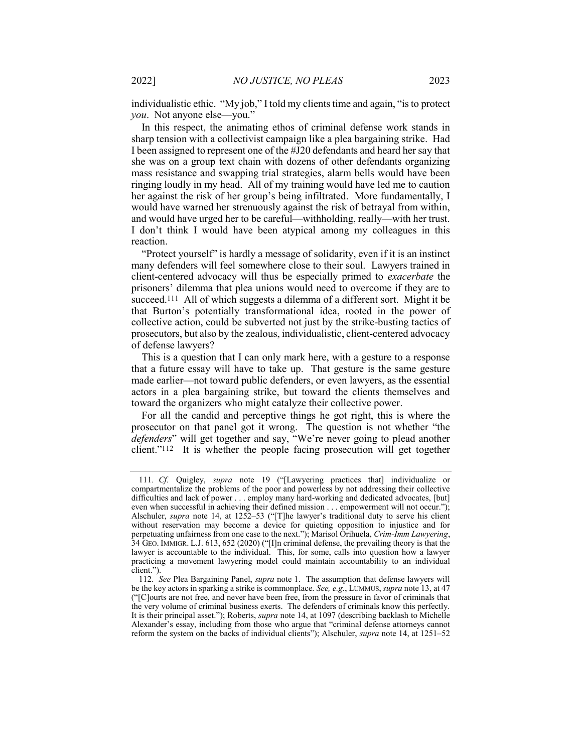individualistic ethic. "My job," I told my clients time and again, "is to protect *you*. Not anyone else—you."

In this respect, the animating ethos of criminal defense work stands in sharp tension with a collectivist campaign like a plea bargaining strike. Had I been assigned to represent one of the #J20 defendants and heard her say that she was on a group text chain with dozens of other defendants organizing mass resistance and swapping trial strategies, alarm bells would have been ringing loudly in my head. All of my training would have led me to caution her against the risk of her group's being infiltrated. More fundamentally, I would have warned her strenuously against the risk of betrayal from within, and would have urged her to be careful—withholding, really—with her trust. I don't think I would have been atypical among my colleagues in this reaction.

"Protect yourself" is hardly a message of solidarity, even if it is an instinct many defenders will feel somewhere close to their soul. Lawyers trained in client-centered advocacy will thus be especially primed to *exacerbate* the prisoners' dilemma that plea unions would need to overcome if they are to succeed.[111] All of which suggests a dilemma of a different sort. Might it be that Burton's potentially transformational idea, rooted in the power of collective action, could be subverted not just by the strike-busting tactics of prosecutors, but also by the zealous, individualistic, client-centered advocacy of defense lawyers?

This is a question that I can only mark here, with a gesture to a response that a future essay will have to take up. That gesture is the same gesture made earlier—not toward public defenders, or even lawyers, as the essential actors in a plea bargaining strike, but toward the clients themselves and toward the organizers who might catalyze their collective power.

For all the candid and perceptive things he got right, this is where the prosecutor on that panel got it wrong. The question is not whether "the *defenders*" will get together and say, "We're never going to plead another client."[112] It is whether the people facing prosecution will get together

---

111. *Cf.* Quigley, *supra* note 19 ("[Lawyering practices that] individualize or compartmentalize the problems of the poor and powerless by not addressing their collective difficulties and lack of power . . . employ many hard-working and dedicated advocates, [but] even when successful in achieving their defined mission . . . empowerment will not occur."); Alschuler, *supra* note 14, at 1252–53 ("[T]he lawyer's traditional duty to serve his client without reservation may become a device for quieting opposition to injustice and for perpetuating unfairness from one case to the next."); Marisol Orihuela, *Crim-Imm Lawyering*, 34 GEO. IMMIGR. L.J. 613, 652 (2020) ("[I]n criminal defense, the prevailing theory is that the lawyer is accountable to the individual. This, for some, calls into question how a lawyer practicing a movement lawyering model could maintain accountability to an individual client.").

112. *See* Plea Bargaining Panel, *supra* note 1. The assumption that defense lawyers will be the key actors in sparking a strike is commonplace. *See, e.g.*, LUMMUS, *supra* note 13, at 47 ("[C]ourts are not free, and never have been free, from the pressure in favor of criminals that the very volume of criminal business exerts. The defenders of criminals know this perfectly. It is their principal asset."); Roberts, *supra* note 14, at 1097 (describing backlash to Michelle Alexander's essay, including from those who argue that "criminal defense attorneys cannot reform the system on the backs of individual clients"); Alschuler, *supra* note 14, at 1251–52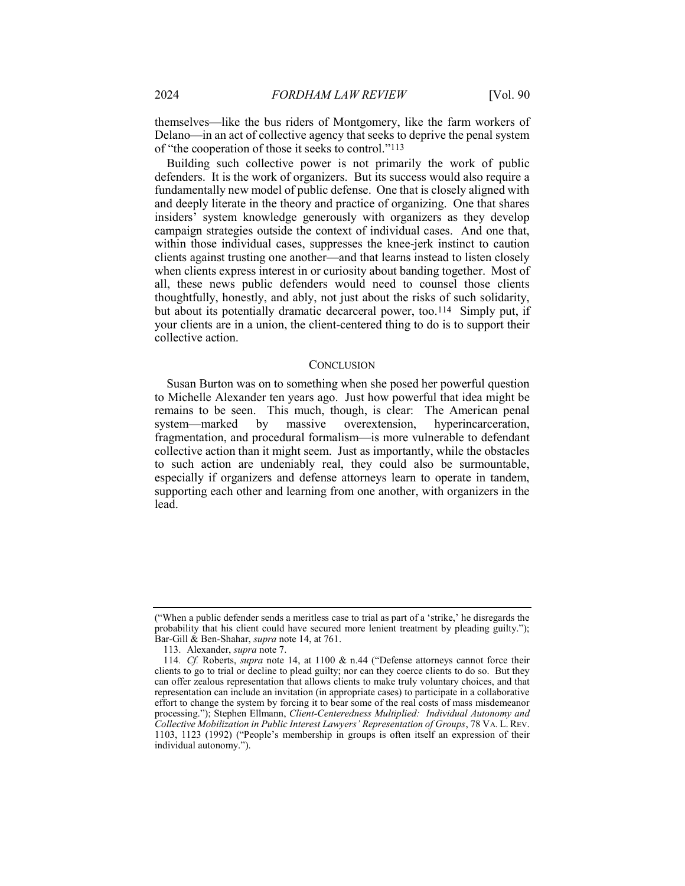themselves—like the bus riders of Montgomery, like the farm workers of Delano—in an act of collective agency that seeks to deprive the penal system of "the cooperation of those it seeks to control."[113]

Building such collective power is not primarily the work of public defenders. It is the work of organizers. But its success would also require a fundamentally new model of public defense. One that is closely aligned with and deeply literate in the theory and practice of organizing. One that shares insiders' system knowledge generously with organizers as they develop campaign strategies outside the context of individual cases. And one that, within those individual cases, suppresses the knee-jerk instinct to caution clients against trusting one another—and that learns instead to listen closely when clients express interest in or curiosity about banding together. Most of all, these news public defenders would need to counsel those clients thoughtfully, honestly, and ably, not just about the risks of such solidarity, but about its potentially dramatic decarceral power, too.[114] Simply put, if your clients are in a union, the client-centered thing to do is to support their collective action.

## CONCLUSION

Susan Burton was on to something when she posed her powerful question to Michelle Alexander ten years ago. Just how powerful that idea might be remains to be seen. This much, though, is clear: The American penal system—marked by massive overextension, hyperincarceration, fragmentation, and procedural formalism—is more vulnerable to defendant collective action than it might seem. Just as importantly, while the obstacles to such action are undeniably real, they could also be surmountable, especially if organizers and defense attorneys learn to operate in tandem, supporting each other and learning from one another, with organizers in the lead.

---

("When a public defender sends a meritless case to trial as part of a 'strike,' he disregards the probability that his client could have secured more lenient treatment by pleading guilty."); Bar-Gill & Ben-Shahar, *supra* note 14, at 761.

113. Alexander, *supra* note 7.

114. *Cf.* Roberts, *supra* note 14, at 1100 & n.44 ("Defense attorneys cannot force their clients to go to trial or decline to plead guilty; nor can they coerce clients to do so. But they can offer zealous representation that allows clients to make truly voluntary choices, and that representation can include an invitation (in appropriate cases) to participate in a collaborative effort to change the system by forcing it to bear some of the real costs of mass misdemeanor processing."); Stephen Ellmann, *Client-Centeredness Multiplied: Individual Autonomy and Collective Mobilization in Public Interest Lawyers' Representation of Groups*, 78 VA. L. REV. 1103, 1123 (1992) ("People's membership in groups is often itself an expression of their individual autonomy.").